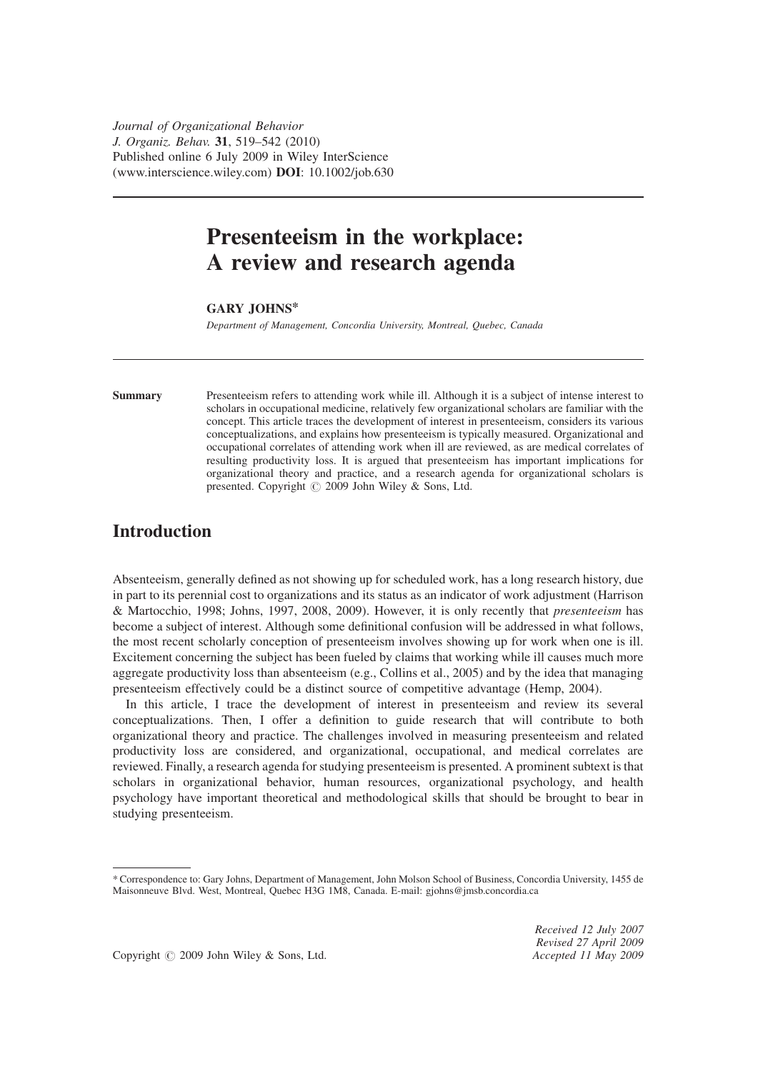Journal of Organizational Behavior
J. Organiz. Behav. **31**, 519–542 (2010)
Published online 6 July 2009 in Wiley InterScience
(www.interscience.wiley.com) **DOI**: 10.1002/job.630

# Presenteeism in the workplace: A review and research agenda

**GARY JOHNS***

*Department of Management, Concordia University, Montreal, Quebec, Canada*

**Summary** Presenteeism refers to attending work while ill. Although it is a subject of intense interest to scholars in occupational medicine, relatively few organizational scholars are familiar with the concept. This article traces the development of interest in presenteeism, considers its various conceptualizations, and explains how presenteeism is typically measured. Organizational and occupational correlates of attending work when ill are reviewed, as are medical correlates of resulting productivity loss. It is argued that presenteeism has important implications for organizational theory and practice, and a research agenda for organizational scholars is presented. Copyright © 2009 John Wiley & Sons, Ltd.

## Introduction

Absenteeism, generally defined as not showing up for scheduled work, has a long research history, due in part to its perennial cost to organizations and its status as an indicator of work adjustment (Harrison & Martocchio, 1998; Johns, 1997, 2008, 2009). However, it is only recently that *presenteeism* has become a subject of interest. Although some definitional confusion will be addressed in what follows, the most recent scholarly conception of presenteeism involves showing up for work when one is ill. Excitement concerning the subject has been fueled by claims that working while ill causes much more aggregate productivity loss than absenteeism (e.g., Collins et al., 2005) and by the idea that managing presenteeism effectively could be a distinct source of competitive advantage (Hemp, 2004).

In this article, I trace the development of interest in presenteeism and review its several conceptualizations. Then, I offer a definition to guide research that will contribute to both organizational theory and practice. The challenges involved in measuring presenteeism and related productivity loss are considered, and organizational, occupational, and medical correlates are reviewed. Finally, a research agenda for studying presenteeism is presented. A prominent subtext is that scholars in organizational behavior, human resources, organizational psychology, and health psychology have important theoretical and methodological skills that should be brought to bear in studying presenteeism.

* Correspondence to: Gary Johns, Department of Management, John Molson School of Business, Concordia University, 1455 de Maisonneuve Blvd. West, Montreal, Quebec H3G 1M8, Canada. E-mail: gjohns@jmsb.concordia.ca

Copyright © 2009 John Wiley & Sons, Ltd.

*Received 12 July 2007*
*Revised 27 April 2009*
*Accepted 11 May 2009*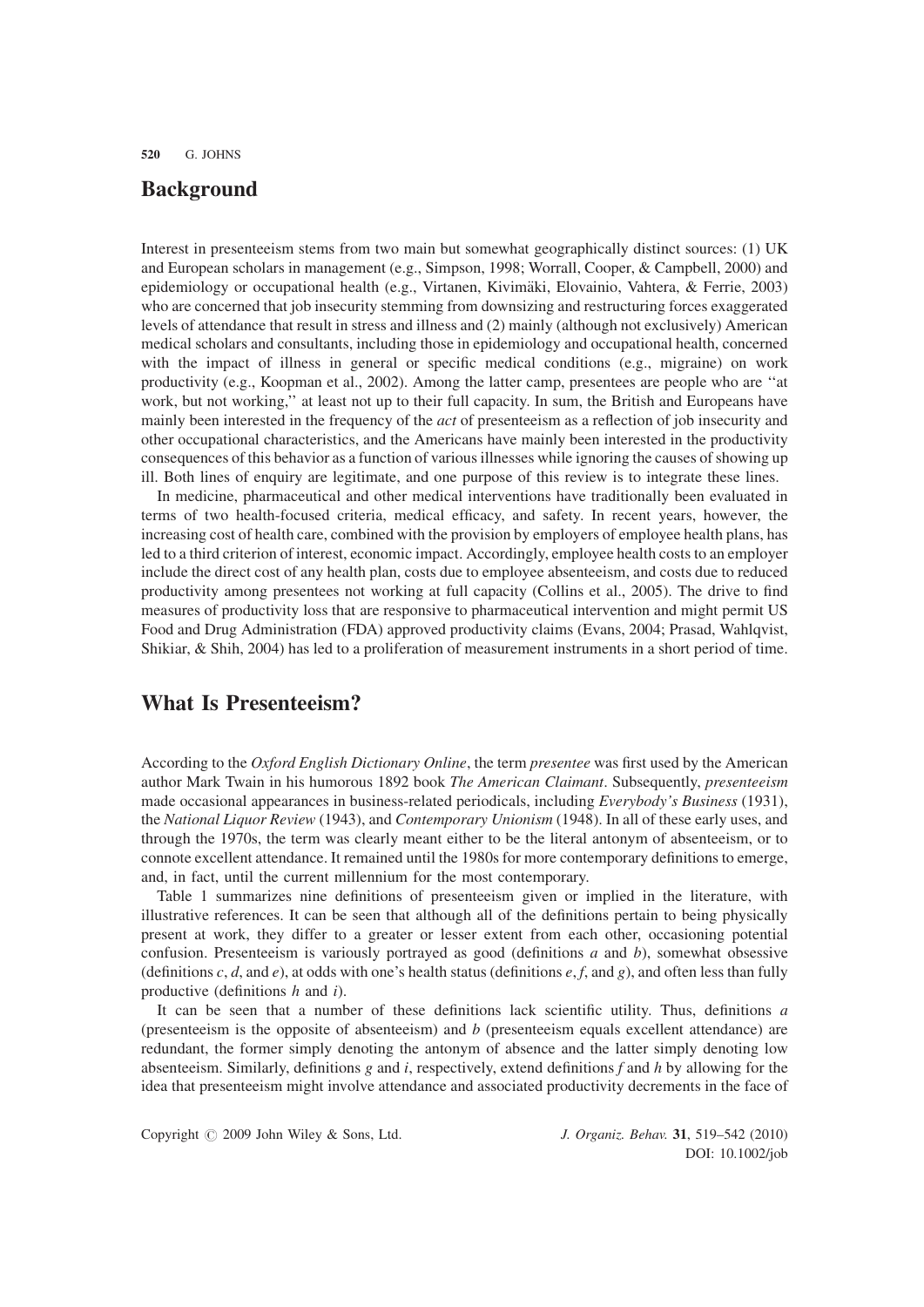## Background

Interest in presenteeism stems from two main but somewhat geographically distinct sources: (1) UK and European scholars in management (e.g., Simpson, 1998; Worrall, Cooper, & Campbell, 2000) and epidemiology or occupational health (e.g., Virtanen, Kivimäki, Elovainio, Vahtera, & Ferrie, 2003) who are concerned that job insecurity stemming from downsizing and restructuring forces exaggerated levels of attendance that result in stress and illness and (2) mainly (although not exclusively) American medical scholars and consultants, including those in epidemiology and occupational health, concerned with the impact of illness in general or specific medical conditions (e.g., migraine) on work productivity (e.g., Koopman et al., 2002). Among the latter camp, presentees are people who are ''at work, but not working,'' at least not up to their full capacity. In sum, the British and Europeans have mainly been interested in the frequency of the *act* of presenteeism as a reflection of job insecurity and other occupational characteristics, and the Americans have mainly been interested in the productivity consequences of this behavior as a function of various illnesses while ignoring the causes of showing up ill. Both lines of enquiry are legitimate, and one purpose of this review is to integrate these lines.

In medicine, pharmaceutical and other medical interventions have traditionally been evaluated in terms of two health-focused criteria, medical efficacy, and safety. In recent years, however, the increasing cost of health care, combined with the provision by employers of employee health plans, has led to a third criterion of interest, economic impact. Accordingly, employee health costs to an employer include the direct cost of any health plan, costs due to employee absenteeism, and costs due to reduced productivity among presentees not working at full capacity (Collins et al., 2005). The drive to find measures of productivity loss that are responsive to pharmaceutical intervention and might permit US Food and Drug Administration (FDA) approved productivity claims (Evans, 2004; Prasad, Wahlqvist, Shikiar, & Shih, 2004) has led to a proliferation of measurement instruments in a short period of time.

## What Is Presenteeism?

According to the *Oxford English Dictionary Online*, the term *presentee* was first used by the American author Mark Twain in his humorous 1892 book *The American Claimant*. Subsequently, *presenteeism* made occasional appearances in business-related periodicals, including *Everybody's Business* (1931), the *National Liquor Review* (1943), and *Contemporary Unionism* (1948). In all of these early uses, and through the 1970s, the term was clearly meant either to be the literal antonym of absenteeism, or to connote excellent attendance. It remained until the 1980s for more contemporary definitions to emerge, and, in fact, until the current millennium for the most contemporary.

Table 1 summarizes nine definitions of presenteeism given or implied in the literature, with illustrative references. It can be seen that although all of the definitions pertain to being physically present at work, they differ to a greater or lesser extent from each other, occasioning potential confusion. Presenteeism is variously portrayed as good (definitions *a* and *b*), somewhat obsessive (definitions *c*, *d*, and *e*), at odds with one's health status (definitions *e*, *f*, and *g*), and often less than fully productive (definitions *h* and *i*).

It can be seen that a number of these definitions lack scientific utility. Thus, definitions *a* (presenteeism is the opposite of absenteeism) and *b* (presenteeism equals excellent attendance) are redundant, the former simply denoting the antonym of absence and the latter simply denoting low absenteeism. Similarly, definitions *g* and *i*, respectively, extend definitions *f* and *h* by allowing for the idea that presenteeism might involve attendance and associated productivity decrements in the face of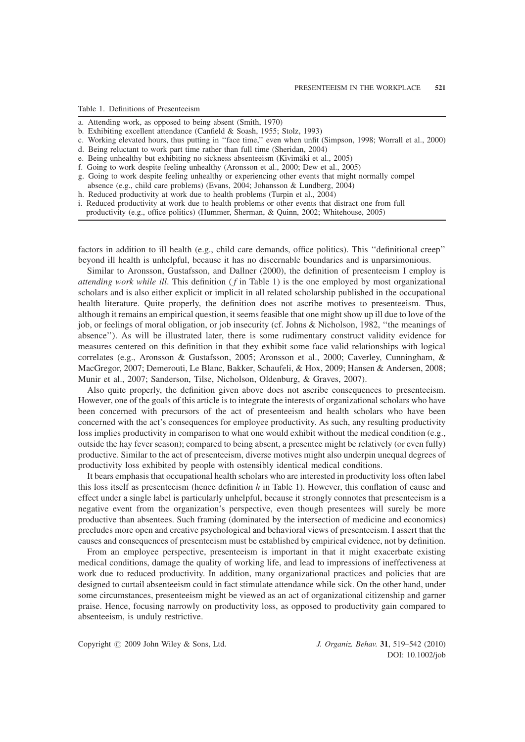Table 1. Definitions of Presenteeism

| |
|---|
| a. Attending work, as opposed to being absent (Smith, 1970) |
| b. Exhibiting excellent attendance (Canfield & Soash, 1955; Stolz, 1993) |
| c. Working elevated hours, thus putting in ''face time,'' even when unfit (Simpson, 1998; Worrall et al., 2000) |
| d. Being reluctant to work part time rather than full time (Sheridan, 2004) |
| e. Being unhealthy but exhibiting no sickness absenteeism (Kivimäki et al., 2005) |
| f. Going to work despite feeling unhealthy (Aronsson et al., 2000; Dew et al., 2005) |
| g. Going to work despite feeling unhealthy or experiencing other events that might normally compel absence (e.g., child care problems) (Evans, 2004; Johansson & Lundberg, 2004) |
| h. Reduced productivity at work due to health problems (Turpin et al., 2004) |
| i. Reduced productivity at work due to health problems or other events that distract one from full productivity (e.g., office politics) (Hummer, Sherman, & Quinn, 2002; Whitehouse, 2005) |

factors in addition to ill health (e.g., child care demands, office politics). This ''definitional creep'' beyond ill health is unhelpful, because it has no discernable boundaries and is unparsimonious.

Similar to Aronsson, Gustafsson, and Dallner (2000), the definition of presenteeism I employ is *attending work while ill*. This definition (*f* in Table 1) is the one employed by most organizational scholars and is also either explicit or implicit in all related scholarship published in the occupational health literature. Quite properly, the definition does not ascribe motives to presenteeism. Thus, although it remains an empirical question, it seems feasible that one might show up ill due to love of the job, or feelings of moral obligation, or job insecurity (cf. Johns & Nicholson, 1982, ''the meanings of absence''). As will be illustrated later, there is some rudimentary construct validity evidence for measures centered on this definition in that they exhibit some face valid relationships with logical correlates (e.g., Aronsson & Gustafsson, 2005; Aronsson et al., 2000; Caverley, Cunningham, & MacGregor, 2007; Demerouti, Le Blanc, Bakker, Schaufeli, & Hox, 2009; Hansen & Andersen, 2008; Munir et al., 2007; Sanderson, Tilse, Nicholson, Oldenburg, & Graves, 2007).

Also quite properly, the definition given above does not ascribe consequences to presenteeism. However, one of the goals of this article is to integrate the interests of organizational scholars who have been concerned with precursors of the act of presenteeism and health scholars who have been concerned with the act's consequences for employee productivity. As such, any resulting productivity loss implies productivity in comparison to what one would exhibit without the medical condition (e.g., outside the hay fever season); compared to being absent, a presentee might be relatively (or even fully) productive. Similar to the act of presenteeism, diverse motives might also underpin unequal degrees of productivity loss exhibited by people with ostensibly identical medical conditions.

It bears emphasis that occupational health scholars who are interested in productivity loss often label this loss itself as presenteeism (hence definition *h* in Table 1). However, this conflation of cause and effect under a single label is particularly unhelpful, because it strongly connotes that presenteeism is a negative event from the organization's perspective, even though presentees will surely be more productive than absentees. Such framing (dominated by the intersection of medicine and economics) precludes more open and creative psychological and behavioral views of presenteeism. I assert that the causes and consequences of presenteeism must be established by empirical evidence, not by definition.

From an employee perspective, presenteeism is important in that it might exacerbate existing medical conditions, damage the quality of working life, and lead to impressions of ineffectiveness at work due to reduced productivity. In addition, many organizational practices and policies that are designed to curtail absenteeism could in fact stimulate attendance while sick. On the other hand, under some circumstances, presenteeism might be viewed as an act of organizational citizenship and garner praise. Hence, focusing narrowly on productivity loss, as opposed to productivity gain compared to absenteeism, is unduly restrictive.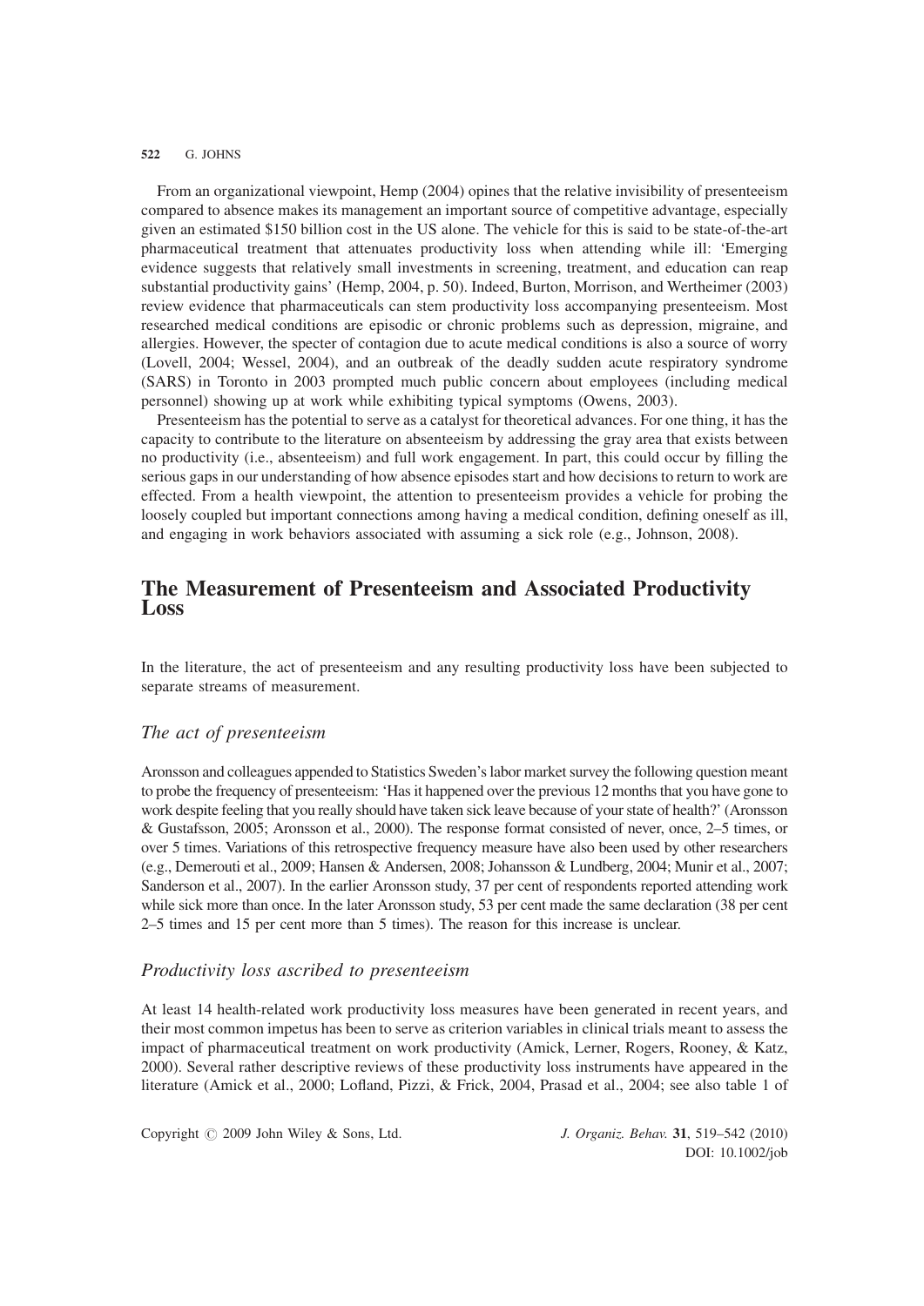From an organizational viewpoint, Hemp (2004) opines that the relative invisibility of presenteeism compared to absence makes its management an important source of competitive advantage, especially given an estimated $150 billion cost in the US alone. The vehicle for this is said to be state-of-the-art pharmaceutical treatment that attenuates productivity loss when attending while ill: 'Emerging evidence suggests that relatively small investments in screening, treatment, and education can reap substantial productivity gains' (Hemp, 2004, p. 50). Indeed, Burton, Morrison, and Wertheimer (2003) review evidence that pharmaceuticals can stem productivity loss accompanying presenteeism. Most researched medical conditions are episodic or chronic problems such as depression, migraine, and allergies. However, the specter of contagion due to acute medical conditions is also a source of worry (Lovell, 2004; Wessel, 2004), and an outbreak of the deadly sudden acute respiratory syndrome (SARS) in Toronto in 2003 prompted much public concern about employees (including medical personnel) showing up at work while exhibiting typical symptoms (Owens, 2003).

Presenteeism has the potential to serve as a catalyst for theoretical advances. For one thing, it has the capacity to contribute to the literature on absenteeism by addressing the gray area that exists between no productivity (i.e., absenteeism) and full work engagement. In part, this could occur by filling the serious gaps in our understanding of how absence episodes start and how decisions to return to work are effected. From a health viewpoint, the attention to presenteeism provides a vehicle for probing the loosely coupled but important connections among having a medical condition, defining oneself as ill, and engaging in work behaviors associated with assuming a sick role (e.g., Johnson, 2008).

## The Measurement of Presenteeism and Associated Productivity Loss

In the literature, the act of presenteeism and any resulting productivity loss have been subjected to separate streams of measurement.

### *The act of presenteeism*

Aronsson and colleagues appended to Statistics Sweden's labor market survey the following question meant to probe the frequency of presenteeism: 'Has it happened over the previous 12 months that you have gone to work despite feeling that you really should have taken sick leave because of your state of health?' (Aronsson & Gustafsson, 2005; Aronsson et al., 2000). The response format consisted of never, once, 2–5 times, or over 5 times. Variations of this retrospective frequency measure have also been used by other researchers (e.g., Demerouti et al., 2009; Hansen & Andersen, 2008; Johansson & Lundberg, 2004; Munir et al., 2007; Sanderson et al., 2007). In the earlier Aronsson study, 37 per cent of respondents reported attending work while sick more than once. In the later Aronsson study, 53 per cent made the same declaration (38 per cent 2–5 times and 15 per cent more than 5 times). The reason for this increase is unclear.

### *Productivity loss ascribed to presenteeism*

At least 14 health-related work productivity loss measures have been generated in recent years, and their most common impetus has been to serve as criterion variables in clinical trials meant to assess the impact of pharmaceutical treatment on work productivity (Amick, Lerner, Rogers, Rooney, & Katz, 2000). Several rather descriptive reviews of these productivity loss instruments have appeared in the literature (Amick et al., 2000; Lofland, Pizzi, & Frick, 2004, Prasad et al., 2004; see also table 1 of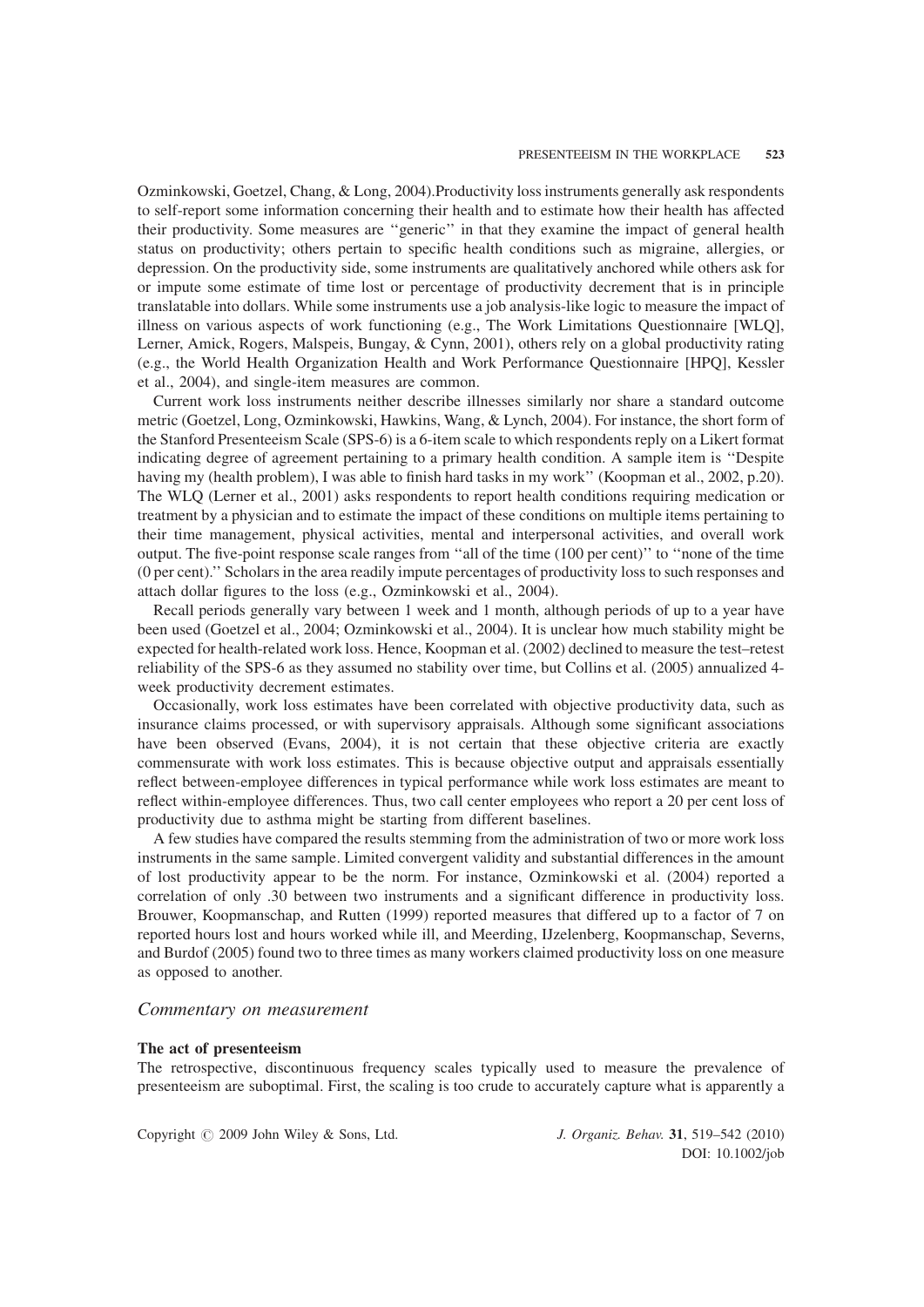Ozminkowski, Goetzel, Chang, & Long, 2004).Productivity loss instruments generally ask respondents to self-report some information concerning their health and to estimate how their health has affected their productivity. Some measures are ''generic'' in that they examine the impact of general health status on productivity; others pertain to specific health conditions such as migraine, allergies, or depression. On the productivity side, some instruments are qualitatively anchored while others ask for or impute some estimate of time lost or percentage of productivity decrement that is in principle translatable into dollars. While some instruments use a job analysis-like logic to measure the impact of illness on various aspects of work functioning (e.g., The Work Limitations Questionnaire [WLQ], Lerner, Amick, Rogers, Malspeis, Bungay, & Cynn, 2001), others rely on a global productivity rating (e.g., the World Health Organization Health and Work Performance Questionnaire [HPQ], Kessler et al., 2004), and single-item measures are common.

Current work loss instruments neither describe illnesses similarly nor share a standard outcome metric (Goetzel, Long, Ozminkowski, Hawkins, Wang, & Lynch, 2004). For instance, the short form of the Stanford Presenteeism Scale (SPS-6) is a 6-item scale to which respondents reply on a Likert format indicating degree of agreement pertaining to a primary health condition. A sample item is ''Despite having my (health problem), I was able to finish hard tasks in my work'' (Koopman et al., 2002, p.20). The WLQ (Lerner et al., 2001) asks respondents to report health conditions requiring medication or treatment by a physician and to estimate the impact of these conditions on multiple items pertaining to their time management, physical activities, mental and interpersonal activities, and overall work output. The five-point response scale ranges from ''all of the time (100 per cent)'' to ''none of the time (0 per cent).'' Scholars in the area readily impute percentages of productivity loss to such responses and attach dollar figures to the loss (e.g., Ozminkowski et al., 2004).

Recall periods generally vary between 1 week and 1 month, although periods of up to a year have been used (Goetzel et al., 2004; Ozminkowski et al., 2004). It is unclear how much stability might be expected for health-related work loss. Hence, Koopman et al. (2002) declined to measure the test–retest reliability of the SPS-6 as they assumed no stability over time, but Collins et al. (2005) annualized 4-week productivity decrement estimates.

Occasionally, work loss estimates have been correlated with objective productivity data, such as insurance claims processed, or with supervisory appraisals. Although some significant associations have been observed (Evans, 2004), it is not certain that these objective criteria are exactly commensurate with work loss estimates. This is because objective output and appraisals essentially reflect between-employee differences in typical performance while work loss estimates are meant to reflect within-employee differences. Thus, two call center employees who report a 20 per cent loss of productivity due to asthma might be starting from different baselines.

A few studies have compared the results stemming from the administration of two or more work loss instruments in the same sample. Limited convergent validity and substantial differences in the amount of lost productivity appear to be the norm. For instance, Ozminkowski et al. (2004) reported a correlation of only .30 between two instruments and a significant difference in productivity loss. Brouwer, Koopmanschap, and Rutten (1999) reported measures that differed up to a factor of 7 on reported hours lost and hours worked while ill, and Meerding, IJzelenberg, Koopmanschap, Severns, and Burdof (2005) found two to three times as many workers claimed productivity loss on one measure as opposed to another.

## *Commentary on measurement*

### The act of presenteeism

The retrospective, discontinuous frequency scales typically used to measure the prevalence of presenteeism are suboptimal. First, the scaling is too crude to accurately capture what is apparently a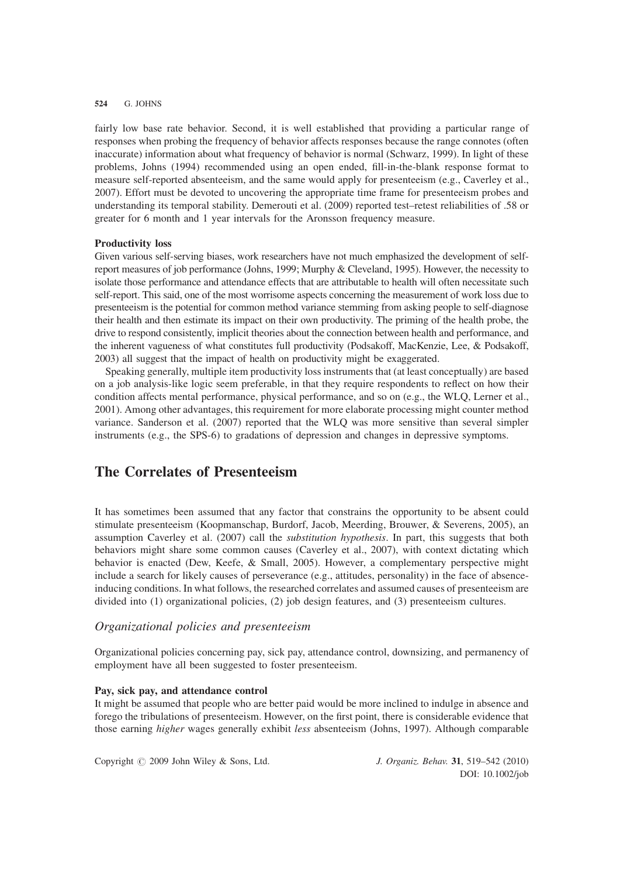fairly low base rate behavior. Second, it is well established that providing a particular range of responses when probing the frequency of behavior affects responses because the range connotes (often inaccurate) information about what frequency of behavior is normal (Schwarz, 1999). In light of these problems, Johns (1994) recommended using an open ended, fill-in-the-blank response format to measure self-reported absenteeism, and the same would apply for presenteeism (e.g., Caverley et al., 2007). Effort must be devoted to uncovering the appropriate time frame for presenteeism probes and understanding its temporal stability. Demerouti et al. (2009) reported test–retest reliabilities of .58 or greater for 6 month and 1 year intervals for the Aronsson frequency measure.

**Productivity loss**

Given various self-serving biases, work researchers have not much emphasized the development of self-report measures of job performance (Johns, 1999; Murphy & Cleveland, 1995). However, the necessity to isolate those performance and attendance effects that are attributable to health will often necessitate such self-report. This said, one of the most worrisome aspects concerning the measurement of work loss due to presenteeism is the potential for common method variance stemming from asking people to self-diagnose their health and then estimate its impact on their own productivity. The priming of the health probe, the drive to respond consistently, implicit theories about the connection between health and performance, and the inherent vagueness of what constitutes full productivity (Podsakoff, MacKenzie, Lee, & Podsakoff, 2003) all suggest that the impact of health on productivity might be exaggerated.

Speaking generally, multiple item productivity loss instruments that (at least conceptually) are based on a job analysis-like logic seem preferable, in that they require respondents to reflect on how their condition affects mental performance, physical performance, and so on (e.g., the WLQ, Lerner et al., 2001). Among other advantages, this requirement for more elaborate processing might counter method variance. Sanderson et al. (2007) reported that the WLQ was more sensitive than several simpler instruments (e.g., the SPS-6) to gradations of depression and changes in depressive symptoms.

## The Correlates of Presenteeism

It has sometimes been assumed that any factor that constrains the opportunity to be absent could stimulate presenteeism (Koopmanschap, Burdorf, Jacob, Meerding, Brouwer, & Severens, 2005), an assumption Caverley et al. (2007) call the *substitution hypothesis*. In part, this suggests that both behaviors might share some common causes (Caverley et al., 2007), with context dictating which behavior is enacted (Dew, Keefe, & Small, 2005). However, a complementary perspective might include a search for likely causes of perseverance (e.g., attitudes, personality) in the face of absence-inducing conditions. In what follows, the researched correlates and assumed causes of presenteeism are divided into (1) organizational policies, (2) job design features, and (3) presenteeism cultures.

### *Organizational policies and presenteeism*

Organizational policies concerning pay, sick pay, attendance control, downsizing, and permanency of employment have all been suggested to foster presenteeism.

**Pay, sick pay, and attendance control**

It might be assumed that people who are better paid would be more inclined to indulge in absence and forego the tribulations of presenteeism. However, on the first point, there is considerable evidence that those earning *higher* wages generally exhibit *less* absenteeism (Johns, 1997). Although comparable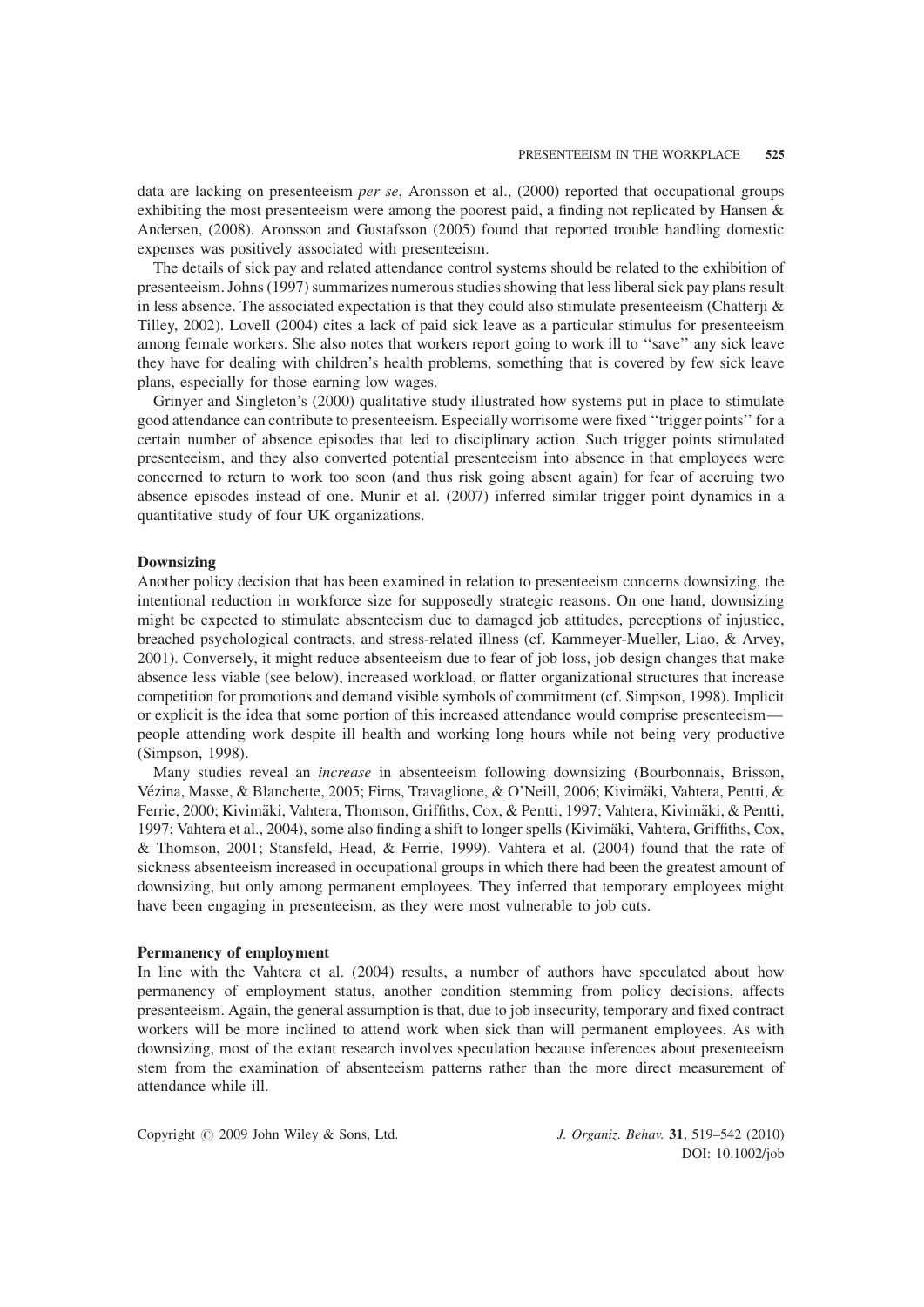data are lacking on presenteeism *per se*, Aronsson et al., (2000) reported that occupational groups exhibiting the most presenteeism were among the poorest paid, a finding not replicated by Hansen & Andersen, (2008). Aronsson and Gustafsson (2005) found that reported trouble handling domestic expenses was positively associated with presenteeism.

The details of sick pay and related attendance control systems should be related to the exhibition of presenteeism. Johns (1997) summarizes numerous studies showing that less liberal sick pay plans result in less absence. The associated expectation is that they could also stimulate presenteeism (Chatterji & Tilley, 2002). Lovell (2004) cites a lack of paid sick leave as a particular stimulus for presenteeism among female workers. She also notes that workers report going to work ill to ''save'' any sick leave they have for dealing with children's health problems, something that is covered by few sick leave plans, especially for those earning low wages.

Grinyer and Singleton's (2000) qualitative study illustrated how systems put in place to stimulate good attendance can contribute to presenteeism. Especially worrisome were fixed ''trigger points'' for a certain number of absence episodes that led to disciplinary action. Such trigger points stimulated presenteeism, and they also converted potential presenteeism into absence in that employees were concerned to return to work too soon (and thus risk going absent again) for fear of accruing two absence episodes instead of one. Munir et al. (2007) inferred similar trigger point dynamics in a quantitative study of four UK organizations.

**Downsizing**

Another policy decision that has been examined in relation to presenteeism concerns downsizing, the intentional reduction in workforce size for supposedly strategic reasons. On one hand, downsizing might be expected to stimulate absenteeism due to damaged job attitudes, perceptions of injustice, breached psychological contracts, and stress-related illness (cf. Kammeyer-Mueller, Liao, & Arvey, 2001). Conversely, it might reduce absenteeism due to fear of job loss, job design changes that make absence less viable (see below), increased workload, or flatter organizational structures that increase competition for promotions and demand visible symbols of commitment (cf. Simpson, 1998). Implicit or explicit is the idea that some portion of this increased attendance would comprise presenteeism—people attending work despite ill health and working long hours while not being very productive (Simpson, 1998).

Many studies reveal an *increase* in absenteeism following downsizing (Bourbonnais, Brisson, Vézina, Masse, & Blanchette, 2005; Firns, Travaglione, & O'Neill, 2006; Kivimäki, Vahtera, Pentti, & Ferrie, 2000; Kivimäki, Vahtera, Thomson, Griffiths, Cox, & Pentti, 1997; Vahtera, Kivimäki, & Pentti, 1997; Vahtera et al., 2004), some also finding a shift to longer spells (Kivimäki, Vahtera, Griffiths, Cox, & Thomson, 2001; Stansfeld, Head, & Ferrie, 1999). Vahtera et al. (2004) found that the rate of sickness absenteeism increased in occupational groups in which there had been the greatest amount of downsizing, but only among permanent employees. They inferred that temporary employees might have been engaging in presenteeism, as they were most vulnerable to job cuts.

**Permanency of employment**

In line with the Vahtera et al. (2004) results, a number of authors have speculated about how permanency of employment status, another condition stemming from policy decisions, affects presenteeism. Again, the general assumption is that, due to job insecurity, temporary and fixed contract workers will be more inclined to attend work when sick than will permanent employees. As with downsizing, most of the extant research involves speculation because inferences about presenteeism stem from the examination of absenteeism patterns rather than the more direct measurement of attendance while ill.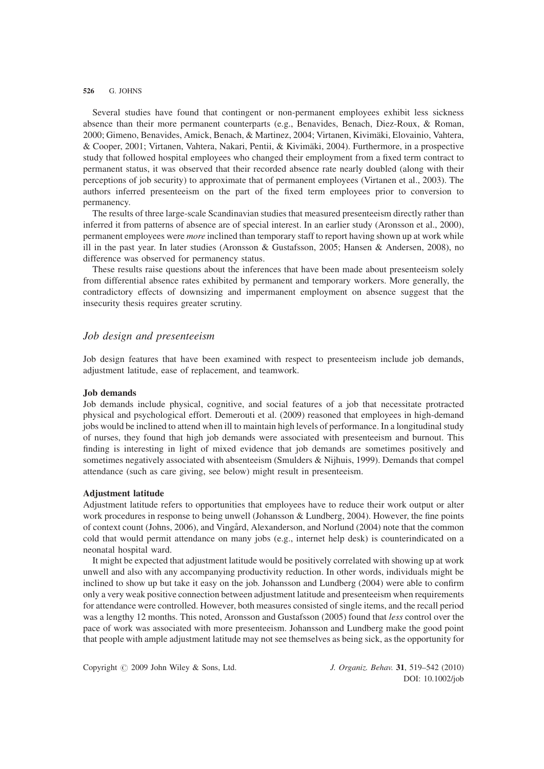Several studies have found that contingent or non-permanent employees exhibit less sickness absence than their more permanent counterparts (e.g., Benavides, Benach, Diez-Roux, & Roman, 2000; Gimeno, Benavides, Amick, Benach, & Martinez, 2004; Virtanen, Kivimäki, Elovainio, Vahtera, & Cooper, 2001; Virtanen, Vahtera, Nakari, Pentii, & Kivimäki, 2004). Furthermore, in a prospective study that followed hospital employees who changed their employment from a fixed term contract to permanent status, it was observed that their recorded absence rate nearly doubled (along with their perceptions of job security) to approximate that of permanent employees (Virtanen et al., 2003). The authors inferred presenteeism on the part of the fixed term employees prior to conversion to permanency.

The results of three large-scale Scandinavian studies that measured presenteeism directly rather than inferred it from patterns of absence are of special interest. In an earlier study (Aronsson et al., 2000), permanent employees were *more* inclined than temporary staff to report having shown up at work while ill in the past year. In later studies (Aronsson & Gustafsson, 2005; Hansen & Andersen, 2008), no difference was observed for permanency status.

These results raise questions about the inferences that have been made about presenteeism solely from differential absence rates exhibited by permanent and temporary workers. More generally, the contradictory effects of downsizing and impermanent employment on absence suggest that the insecurity thesis requires greater scrutiny.

## *Job design and presenteeism*

Job design features that have been examined with respect to presenteeism include job demands, adjustment latitude, ease of replacement, and teamwork.

### Job demands

Job demands include physical, cognitive, and social features of a job that necessitate protracted physical and psychological effort. Demerouti et al. (2009) reasoned that employees in high-demand jobs would be inclined to attend when ill to maintain high levels of performance. In a longitudinal study of nurses, they found that high job demands were associated with presenteeism and burnout. This finding is interesting in light of mixed evidence that job demands are sometimes positively and sometimes negatively associated with absenteeism (Smulders & Nijhuis, 1999). Demands that compel attendance (such as care giving, see below) might result in presenteeism.

### Adjustment latitude

Adjustment latitude refers to opportunities that employees have to reduce their work output or alter work procedures in response to being unwell (Johansson & Lundberg, 2004). However, the fine points of context count (Johns, 2006), and Vingård, Alexanderson, and Norlund (2004) note that the common cold that would permit attendance on many jobs (e.g., internet help desk) is counterindicated on a neonatal hospital ward.

It might be expected that adjustment latitude would be positively correlated with showing up at work unwell and also with any accompanying productivity reduction. In other words, individuals might be inclined to show up but take it easy on the job. Johansson and Lundberg (2004) were able to confirm only a very weak positive connection between adjustment latitude and presenteeism when requirements for attendance were controlled. However, both measures consisted of single items, and the recall period was a lengthy 12 months. This noted, Aronsson and Gustafsson (2005) found that *less* control over the pace of work was associated with more presenteeism. Johansson and Lundberg make the good point that people with ample adjustment latitude may not see themselves as being sick, as the opportunity for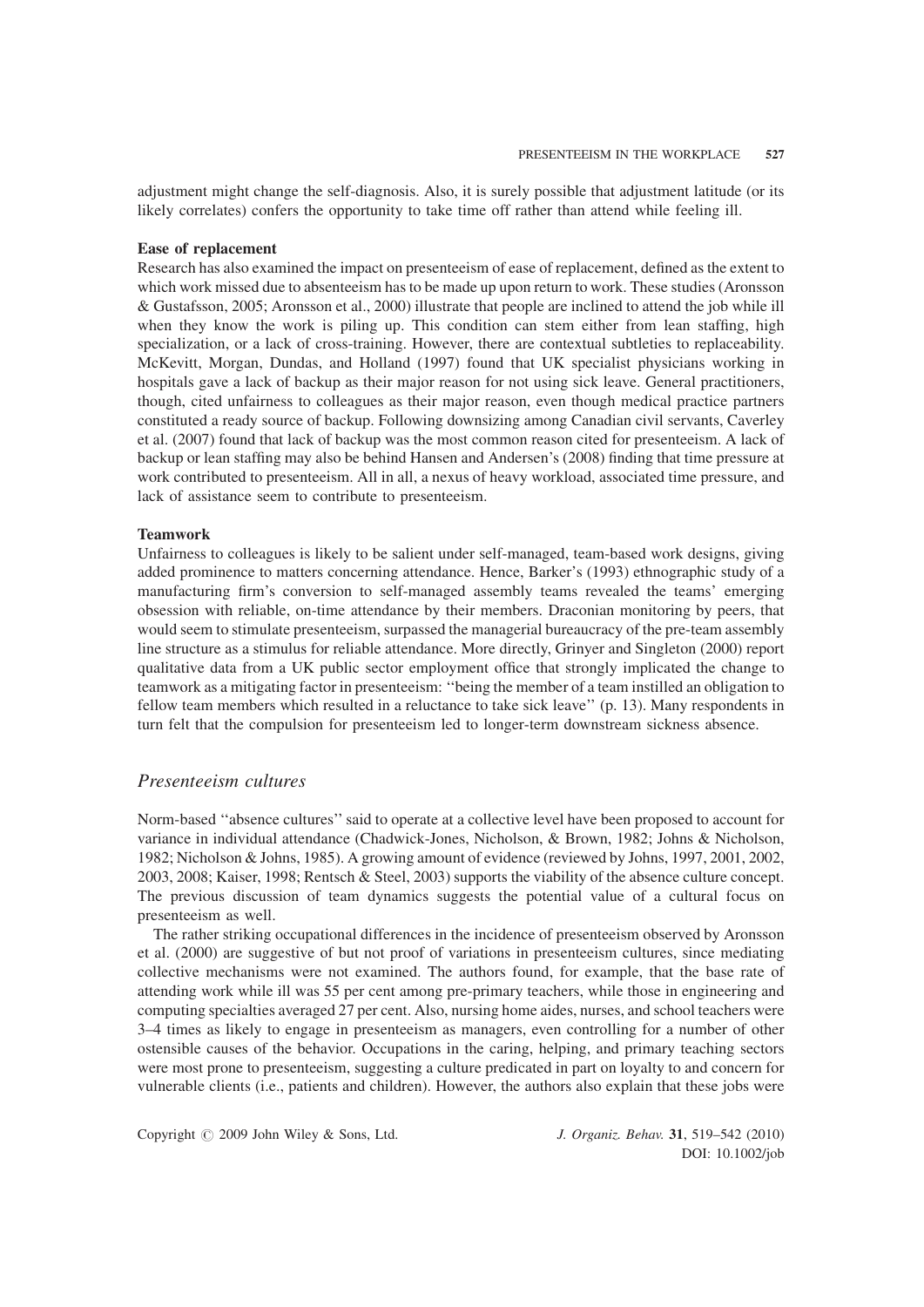adjustment might change the self-diagnosis. Also, it is surely possible that adjustment latitude (or its likely correlates) confers the opportunity to take time off rather than attend while feeling ill.

### Ease of replacement

Research has also examined the impact on presenteeism of ease of replacement, defined as the extent to which work missed due to absenteeism has to be made up upon return to work. These studies (Aronsson & Gustafsson, 2005; Aronsson et al., 2000) illustrate that people are inclined to attend the job while ill when they know the work is piling up. This condition can stem either from lean staffing, high specialization, or a lack of cross-training. However, there are contextual subtleties to replaceability. McKevitt, Morgan, Dundas, and Holland (1997) found that UK specialist physicians working in hospitals gave a lack of backup as their major reason for not using sick leave. General practitioners, though, cited unfairness to colleagues as their major reason, even though medical practice partners constituted a ready source of backup. Following downsizing among Canadian civil servants, Caverley et al. (2007) found that lack of backup was the most common reason cited for presenteeism. A lack of backup or lean staffing may also be behind Hansen and Andersen's (2008) finding that time pressure at work contributed to presenteeism. All in all, a nexus of heavy workload, associated time pressure, and lack of assistance seem to contribute to presenteeism.

### Teamwork

Unfairness to colleagues is likely to be salient under self-managed, team-based work designs, giving added prominence to matters concerning attendance. Hence, Barker's (1993) ethnographic study of a manufacturing firm's conversion to self-managed assembly teams revealed the teams' emerging obsession with reliable, on-time attendance by their members. Draconian monitoring by peers, that would seem to stimulate presenteeism, surpassed the managerial bureaucracy of the pre-team assembly line structure as a stimulus for reliable attendance. More directly, Grinyer and Singleton (2000) report qualitative data from a UK public sector employment office that strongly implicated the change to teamwork as a mitigating factor in presenteeism: ''being the member of a team instilled an obligation to fellow team members which resulted in a reluctance to take sick leave'' (p. 13). Many respondents in turn felt that the compulsion for presenteeism led to longer-term downstream sickness absence.

## *Presenteeism cultures*

Norm-based ''absence cultures'' said to operate at a collective level have been proposed to account for variance in individual attendance (Chadwick-Jones, Nicholson, & Brown, 1982; Johns & Nicholson, 1982; Nicholson & Johns, 1985). A growing amount of evidence (reviewed by Johns, 1997, 2001, 2002, 2003, 2008; Kaiser, 1998; Rentsch & Steel, 2003) supports the viability of the absence culture concept. The previous discussion of team dynamics suggests the potential value of a cultural focus on presenteeism as well.

The rather striking occupational differences in the incidence of presenteeism observed by Aronsson et al. (2000) are suggestive of but not proof of variations in presenteeism cultures, since mediating collective mechanisms were not examined. The authors found, for example, that the base rate of attending work while ill was 55 per cent among pre-primary teachers, while those in engineering and computing specialties averaged 27 per cent. Also, nursing home aides, nurses, and school teachers were 3–4 times as likely to engage in presenteeism as managers, even controlling for a number of other ostensible causes of the behavior. Occupations in the caring, helping, and primary teaching sectors were most prone to presenteeism, suggesting a culture predicated in part on loyalty to and concern for vulnerable clients (i.e., patients and children). However, the authors also explain that these jobs were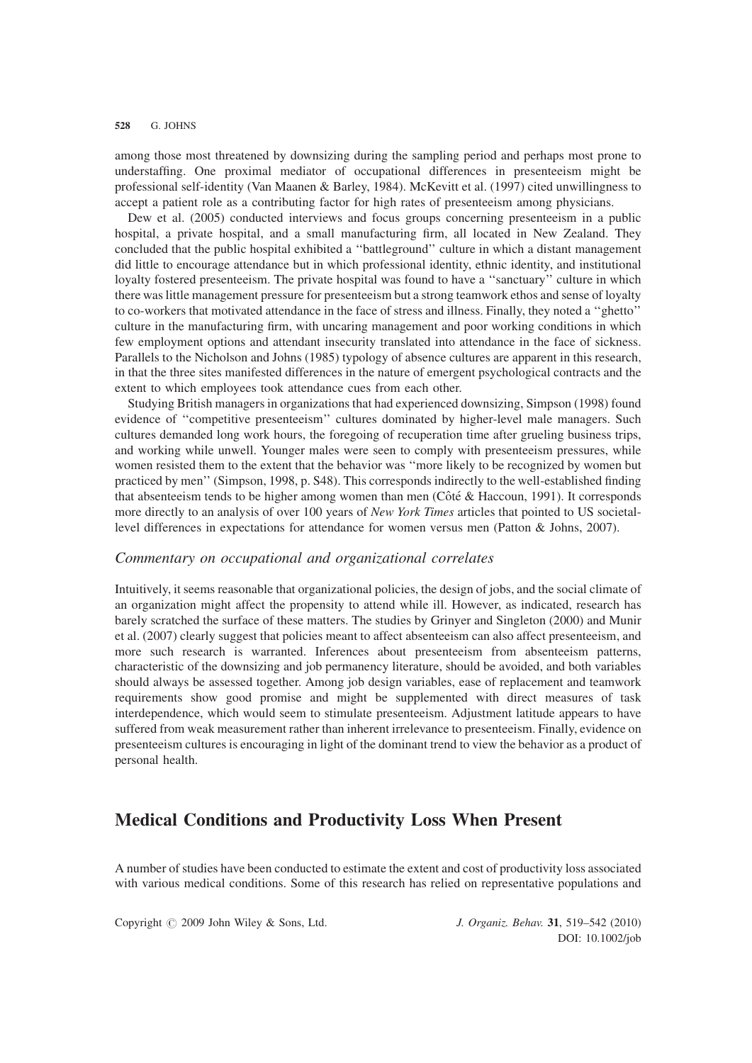among those most threatened by downsizing during the sampling period and perhaps most prone to understaffing. One proximal mediator of occupational differences in presenteeism might be professional self-identity (Van Maanen & Barley, 1984). McKevitt et al. (1997) cited unwillingness to accept a patient role as a contributing factor for high rates of presenteeism among physicians.

Dew et al. (2005) conducted interviews and focus groups concerning presenteeism in a public hospital, a private hospital, and a small manufacturing firm, all located in New Zealand. They concluded that the public hospital exhibited a ''battleground'' culture in which a distant management did little to encourage attendance but in which professional identity, ethnic identity, and institutional loyalty fostered presenteeism. The private hospital was found to have a ''sanctuary'' culture in which there was little management pressure for presenteeism but a strong teamwork ethos and sense of loyalty to co-workers that motivated attendance in the face of stress and illness. Finally, they noted a ''ghetto'' culture in the manufacturing firm, with uncaring management and poor working conditions in which few employment options and attendant insecurity translated into attendance in the face of sickness. Parallels to the Nicholson and Johns (1985) typology of absence cultures are apparent in this research, in that the three sites manifested differences in the nature of emergent psychological contracts and the extent to which employees took attendance cues from each other.

Studying British managers in organizations that had experienced downsizing, Simpson (1998) found evidence of ''competitive presenteeism'' cultures dominated by higher-level male managers. Such cultures demanded long work hours, the foregoing of recuperation time after grueling business trips, and working while unwell. Younger males were seen to comply with presenteeism pressures, while women resisted them to the extent that the behavior was ''more likely to be recognized by women but practiced by men'' (Simpson, 1998, p. S48). This corresponds indirectly to the well-established finding that absenteeism tends to be higher among women than men (Côté & Haccoun, 1991). It corresponds more directly to an analysis of over 100 years of *New York Times* articles that pointed to US societal-level differences in expectations for attendance for women versus men (Patton & Johns, 2007).

### *Commentary on occupational and organizational correlates*

Intuitively, it seems reasonable that organizational policies, the design of jobs, and the social climate of an organization might affect the propensity to attend while ill. However, as indicated, research has barely scratched the surface of these matters. The studies by Grinyer and Singleton (2000) and Munir et al. (2007) clearly suggest that policies meant to affect absenteeism can also affect presenteeism, and more such research is warranted. Inferences about presenteeism from absenteeism patterns, characteristic of the downsizing and job permanency literature, should be avoided, and both variables should always be assessed together. Among job design variables, ease of replacement and teamwork requirements show good promise and might be supplemented with direct measures of task interdependence, which would seem to stimulate presenteeism. Adjustment latitude appears to have suffered from weak measurement rather than inherent irrelevance to presenteeism. Finally, evidence on presenteeism cultures is encouraging in light of the dominant trend to view the behavior as a product of personal health.

## Medical Conditions and Productivity Loss When Present

A number of studies have been conducted to estimate the extent and cost of productivity loss associated with various medical conditions. Some of this research has relied on representative populations and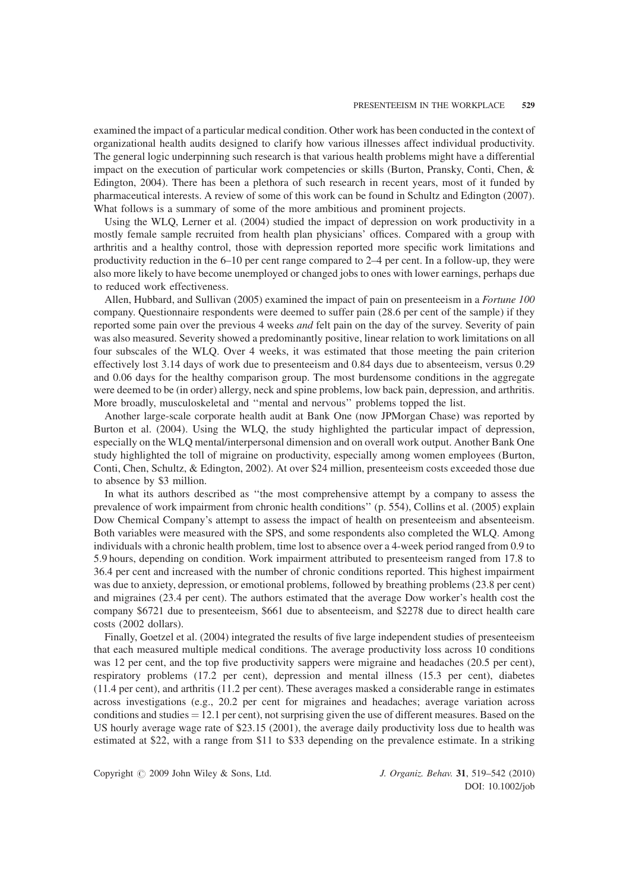examined the impact of a particular medical condition. Other work has been conducted in the context of organizational health audits designed to clarify how various illnesses affect individual productivity. The general logic underpinning such research is that various health problems might have a differential impact on the execution of particular work competencies or skills (Burton, Pransky, Conti, Chen, & Edington, 2004). There has been a plethora of such research in recent years, most of it funded by pharmaceutical interests. A review of some of this work can be found in Schultz and Edington (2007). What follows is a summary of some of the more ambitious and prominent projects.

Using the WLQ, Lerner et al. (2004) studied the impact of depression on work productivity in a mostly female sample recruited from health plan physicians' offices. Compared with a group with arthritis and a healthy control, those with depression reported more specific work limitations and productivity reduction in the 6–10 per cent range compared to 2–4 per cent. In a follow-up, they were also more likely to have become unemployed or changed jobs to ones with lower earnings, perhaps due to reduced work effectiveness.

Allen, Hubbard, and Sullivan (2005) examined the impact of pain on presenteeism in a *Fortune 100* company. Questionnaire respondents were deemed to suffer pain (28.6 per cent of the sample) if they reported some pain over the previous 4 weeks *and* felt pain on the day of the survey. Severity of pain was also measured. Severity showed a predominantly positive, linear relation to work limitations on all four subscales of the WLQ. Over 4 weeks, it was estimated that those meeting the pain criterion effectively lost 3.14 days of work due to presenteeism and 0.84 days due to absenteeism, versus 0.29 and 0.06 days for the healthy comparison group. The most burdensome conditions in the aggregate were deemed to be (in order) allergy, neck and spine problems, low back pain, depression, and arthritis. More broadly, musculoskeletal and ''mental and nervous'' problems topped the list.

Another large-scale corporate health audit at Bank One (now JPMorgan Chase) was reported by Burton et al. (2004). Using the WLQ, the study highlighted the particular impact of depression, especially on the WLQ mental/interpersonal dimension and on overall work output. Another Bank One study highlighted the toll of migraine on productivity, especially among women employees (Burton, Conti, Chen, Schultz, & Edington, 2002). At over $24 million, presenteeism costs exceeded those due to absence by $3 million.

In what its authors described as ''the most comprehensive attempt by a company to assess the prevalence of work impairment from chronic health conditions'' (p. 554), Collins et al. (2005) explain Dow Chemical Company's attempt to assess the impact of health on presenteeism and absenteeism. Both variables were measured with the SPS, and some respondents also completed the WLQ. Among individuals with a chronic health problem, time lost to absence over a 4-week period ranged from 0.9 to 5.9 hours, depending on condition. Work impairment attributed to presenteeism ranged from 17.8 to 36.4 per cent and increased with the number of chronic conditions reported. This highest impairment was due to anxiety, depression, or emotional problems, followed by breathing problems (23.8 per cent) and migraines (23.4 per cent). The authors estimated that the average Dow worker's health cost the company $6721 due to presenteeism, $661 due to absenteeism, and $2278 due to direct health care costs (2002 dollars).

Finally, Goetzel et al. (2004) integrated the results of five large independent studies of presenteeism that each measured multiple medical conditions. The average productivity loss across 10 conditions was 12 per cent, and the top five productivity sappers were migraine and headaches (20.5 per cent), respiratory problems (17.2 per cent), depression and mental illness (15.3 per cent), diabetes (11.4 per cent), and arthritis (11.2 per cent). These averages masked a considerable range in estimates across investigations (e.g., 20.2 per cent for migraines and headaches; average variation across conditions and studies = 12.1 per cent), not surprising given the use of different measures. Based on the US hourly average wage rate of $23.15 (2001), the average daily productivity loss due to health was estimated at $22, with a range from $11 to $33 depending on the prevalence estimate. In a striking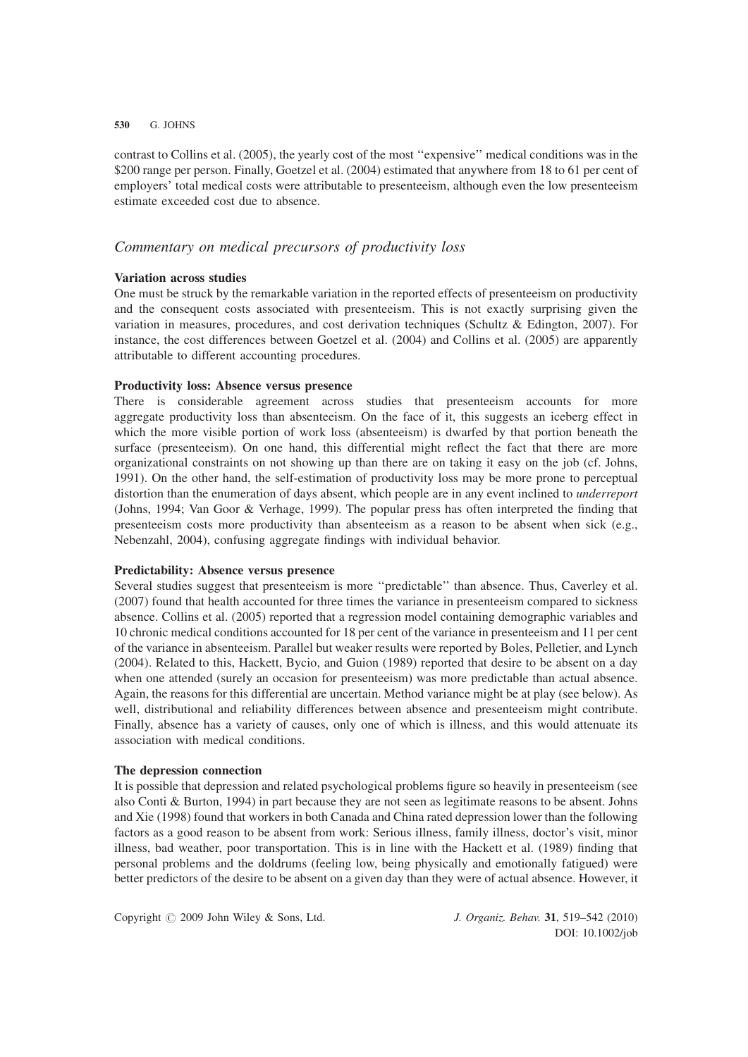contrast to Collins et al. (2005), the yearly cost of the most ''expensive'' medical conditions was in the $200 range per person. Finally, Goetzel et al. (2004) estimated that anywhere from 18 to 61 per cent of employers' total medical costs were attributable to presenteeism, although even the low presenteeism estimate exceeded cost due to absence.

## *Commentary on medical precursors of productivity loss*

### Variation across studies

One must be struck by the remarkable variation in the reported effects of presenteeism on productivity and the consequent costs associated with presenteeism. This is not exactly surprising given the variation in measures, procedures, and cost derivation techniques (Schultz & Edington, 2007). For instance, the cost differences between Goetzel et al. (2004) and Collins et al. (2005) are apparently attributable to different accounting procedures.

### Productivity loss: Absence versus presence

There is considerable agreement across studies that presenteeism accounts for more aggregate productivity loss than absenteeism. On the face of it, this suggests an iceberg effect in which the more visible portion of work loss (absenteeism) is dwarfed by that portion beneath the surface (presenteeism). On one hand, this differential might reflect the fact that there are more organizational constraints on not showing up than there are on taking it easy on the job (cf. Johns, 1991). On the other hand, the self-estimation of productivity loss may be more prone to perceptual distortion than the enumeration of days absent, which people are in any event inclined to *underreport* (Johns, 1994; Van Goor & Verhage, 1999). The popular press has often interpreted the finding that presenteeism costs more productivity than absenteeism as a reason to be absent when sick (e.g., Nebenzahl, 2004), confusing aggregate findings with individual behavior.

### Predictability: Absence versus presence

Several studies suggest that presenteeism is more ''predictable'' than absence. Thus, Caverley et al. (2007) found that health accounted for three times the variance in presenteeism compared to sickness absence. Collins et al. (2005) reported that a regression model containing demographic variables and 10 chronic medical conditions accounted for 18 per cent of the variance in presenteeism and 11 per cent of the variance in absenteeism. Parallel but weaker results were reported by Boles, Pelletier, and Lynch (2004). Related to this, Hackett, Bycio, and Guion (1989) reported that desire to be absent on a day when one attended (surely an occasion for presenteeism) was more predictable than actual absence. Again, the reasons for this differential are uncertain. Method variance might be at play (see below). As well, distributional and reliability differences between absence and presenteeism might contribute. Finally, absence has a variety of causes, only one of which is illness, and this would attenuate its association with medical conditions.

### The depression connection

It is possible that depression and related psychological problems figure so heavily in presenteeism (see also Conti & Burton, 1994) in part because they are not seen as legitimate reasons to be absent. Johns and Xie (1998) found that workers in both Canada and China rated depression lower than the following factors as a good reason to be absent from work: Serious illness, family illness, doctor's visit, minor illness, bad weather, poor transportation. This is in line with the Hackett et al. (1989) finding that personal problems and the doldrums (feeling low, being physically and emotionally fatigued) were better predictors of the desire to be absent on a given day than they were of actual absence. However, it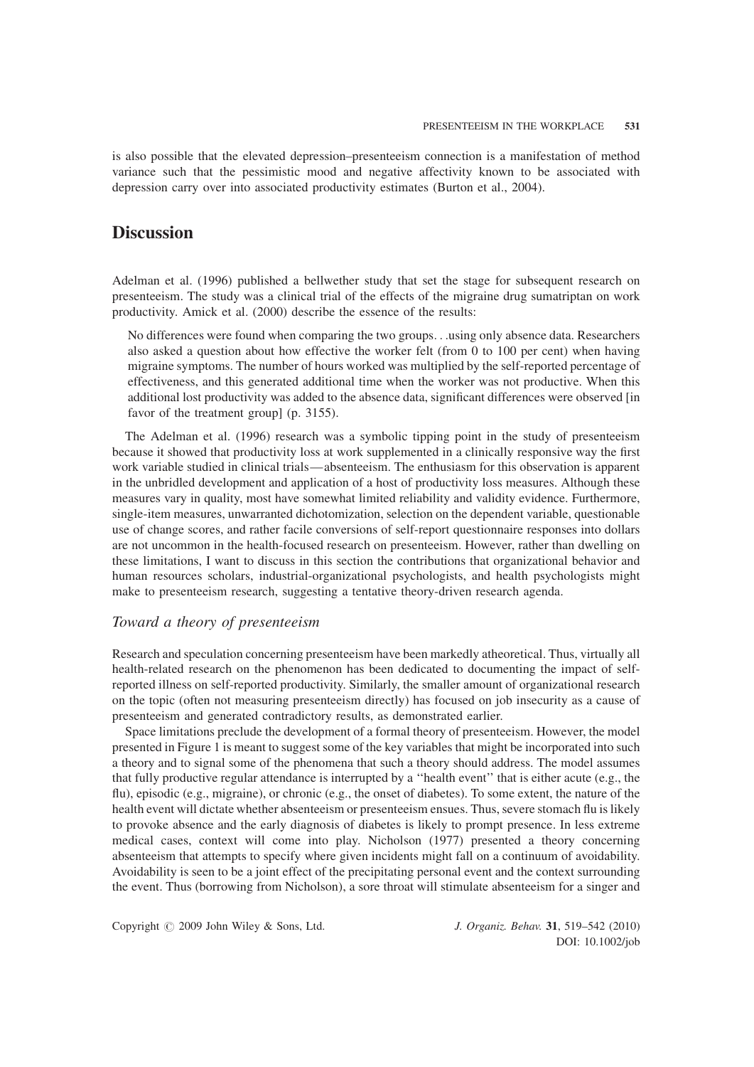is also possible that the elevated depression–presenteeism connection is a manifestation of method variance such that the pessimistic mood and negative affectivity known to be associated with depression carry over into associated productivity estimates (Burton et al., 2004).

## Discussion

Adelman et al. (1996) published a bellwether study that set the stage for subsequent research on presenteeism. The study was a clinical trial of the effects of the migraine drug sumatriptan on work productivity. Amick et al. (2000) describe the essence of the results:

> No differences were found when comparing the two groups. . .using only absence data. Researchers also asked a question about how effective the worker felt (from 0 to 100 per cent) when having migraine symptoms. The number of hours worked was multiplied by the self-reported percentage of effectiveness, and this generated additional time when the worker was not productive. When this additional lost productivity was added to the absence data, significant differences were observed [in favor of the treatment group] (p. 3155).

The Adelman et al. (1996) research was a symbolic tipping point in the study of presenteeism because it showed that productivity loss at work supplemented in a clinically responsive way the first work variable studied in clinical trials—absenteeism. The enthusiasm for this observation is apparent in the unbridled development and application of a host of productivity loss measures. Although these measures vary in quality, most have somewhat limited reliability and validity evidence. Furthermore, single-item measures, unwarranted dichotomization, selection on the dependent variable, questionable use of change scores, and rather facile conversions of self-report questionnaire responses into dollars are not uncommon in the health-focused research on presenteeism. However, rather than dwelling on these limitations, I want to discuss in this section the contributions that organizational behavior and human resources scholars, industrial-organizational psychologists, and health psychologists might make to presenteeism research, suggesting a tentative theory-driven research agenda.

### *Toward a theory of presenteeism*

Research and speculation concerning presenteeism have been markedly atheoretical. Thus, virtually all health-related research on the phenomenon has been dedicated to documenting the impact of self-reported illness on self-reported productivity. Similarly, the smaller amount of organizational research on the topic (often not measuring presenteeism directly) has focused on job insecurity as a cause of presenteeism and generated contradictory results, as demonstrated earlier.

Space limitations preclude the development of a formal theory of presenteeism. However, the model presented in Figure 1 is meant to suggest some of the key variables that might be incorporated into such a theory and to signal some of the phenomena that such a theory should address. The model assumes that fully productive regular attendance is interrupted by a "health event" that is either acute (e.g., the flu), episodic (e.g., migraine), or chronic (e.g., the onset of diabetes). To some extent, the nature of the health event will dictate whether absenteeism or presenteeism ensues. Thus, severe stomach flu is likely to provoke absence and the early diagnosis of diabetes is likely to prompt presence. In less extreme medical cases, context will come into play. Nicholson (1977) presented a theory concerning absenteeism that attempts to specify where given incidents might fall on a continuum of avoidability. Avoidability is seen to be a joint effect of the precipitating personal event and the context surrounding the event. Thus (borrowing from Nicholson), a sore throat will stimulate absenteeism for a singer and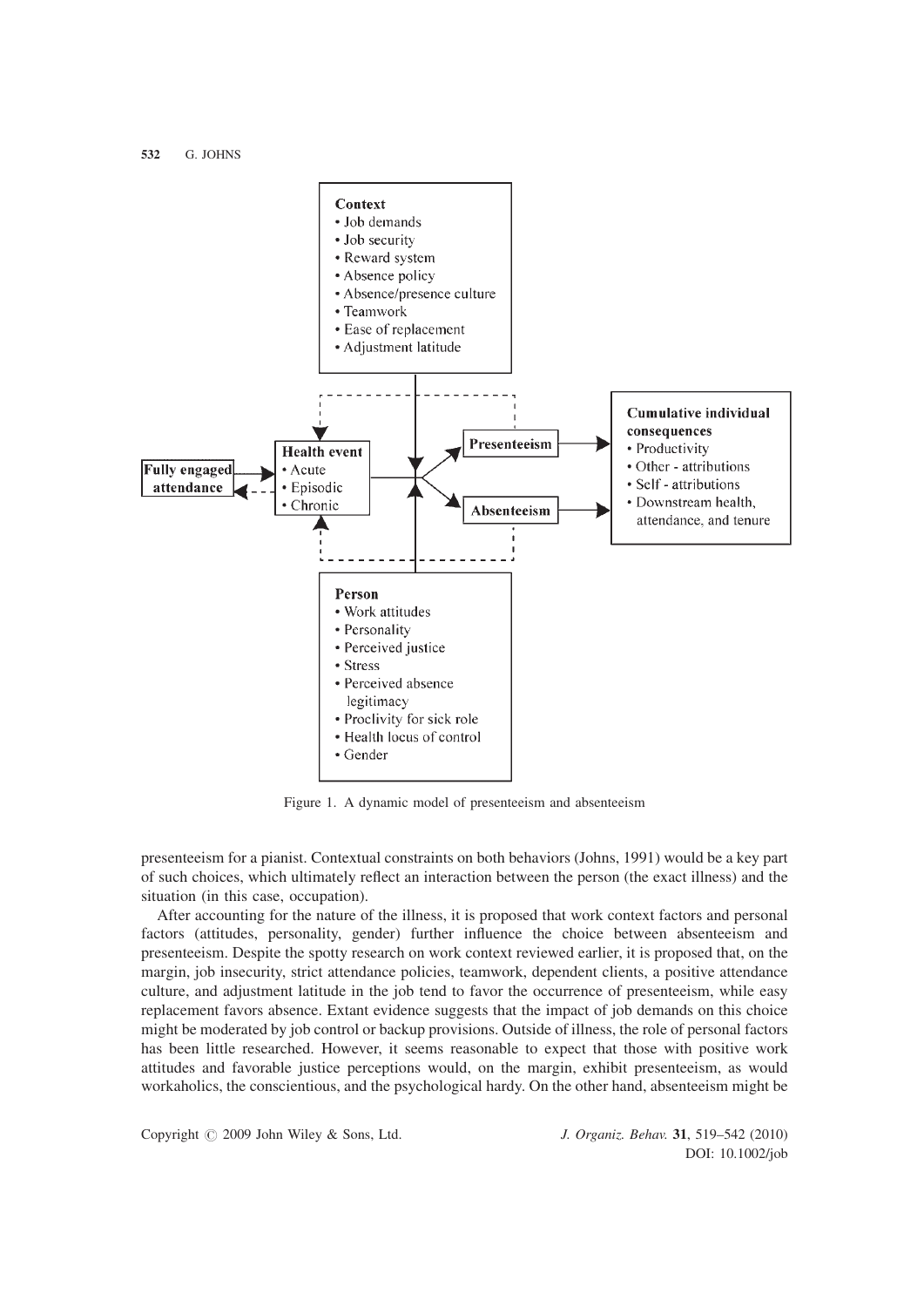Figure 1. A dynamic model of presenteeism and absenteeism

presenteeism for a pianist. Contextual constraints on both behaviors (Johns, 1991) would be a key part of such choices, which ultimately reflect an interaction between the person (the exact illness) and the situation (in this case, occupation).

After accounting for the nature of the illness, it is proposed that work context factors and personal factors (attitudes, personality, gender) further influence the choice between absenteeism and presenteeism. Despite the spotty research on work context reviewed earlier, it is proposed that, on the margin, job insecurity, strict attendance policies, teamwork, dependent clients, a positive attendance culture, and adjustment latitude in the job tend to favor the occurrence of presenteeism, while easy replacement favors absence. Extant evidence suggests that the impact of job demands on this choice might be moderated by job control or backup provisions. Outside of illness, the role of personal factors has been little researched. However, it seems reasonable to expect that those with positive work attitudes and favorable justice perceptions would, on the margin, exhibit presenteeism, as would workaholics, the conscientious, and the psychological hardy. On the other hand, absenteeism might be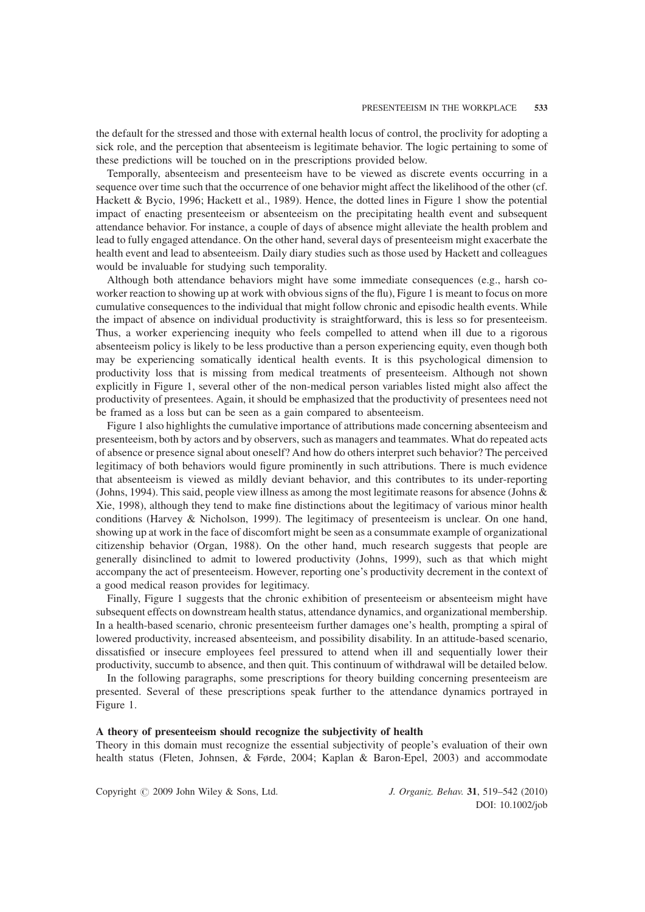the default for the stressed and those with external health locus of control, the proclivity for adopting a sick role, and the perception that absenteeism is legitimate behavior. The logic pertaining to some of these predictions will be touched on in the prescriptions provided below.

Temporally, absenteeism and presenteeism have to be viewed as discrete events occurring in a sequence over time such that the occurrence of one behavior might affect the likelihood of the other (cf. Hackett & Bycio, 1996; Hackett et al., 1989). Hence, the dotted lines in Figure 1 show the potential impact of enacting presenteeism or absenteeism on the precipitating health event and subsequent attendance behavior. For instance, a couple of days of absence might alleviate the health problem and lead to fully engaged attendance. On the other hand, several days of presenteeism might exacerbate the health event and lead to absenteeism. Daily diary studies such as those used by Hackett and colleagues would be invaluable for studying such temporality.

Although both attendance behaviors might have some immediate consequences (e.g., harsh co-worker reaction to showing up at work with obvious signs of the flu), Figure 1 is meant to focus on more cumulative consequences to the individual that might follow chronic and episodic health events. While the impact of absence on individual productivity is straightforward, this is less so for presenteeism. Thus, a worker experiencing inequity who feels compelled to attend when ill due to a rigorous absenteeism policy is likely to be less productive than a person experiencing equity, even though both may be experiencing somatically identical health events. It is this psychological dimension to productivity loss that is missing from medical treatments of presenteeism. Although not shown explicitly in Figure 1, several other of the non-medical person variables listed might also affect the productivity of presentees. Again, it should be emphasized that the productivity of presentees need not be framed as a loss but can be seen as a gain compared to absenteeism.

Figure 1 also highlights the cumulative importance of attributions made concerning absenteeism and presenteeism, both by actors and by observers, such as managers and teammates. What do repeated acts of absence or presence signal about oneself? And how do others interpret such behavior? The perceived legitimacy of both behaviors would figure prominently in such attributions. There is much evidence that absenteeism is viewed as mildly deviant behavior, and this contributes to its under-reporting (Johns, 1994). This said, people view illness as among the most legitimate reasons for absence (Johns & Xie, 1998), although they tend to make fine distinctions about the legitimacy of various minor health conditions (Harvey & Nicholson, 1999). The legitimacy of presenteeism is unclear. On one hand, showing up at work in the face of discomfort might be seen as a consummate example of organizational citizenship behavior (Organ, 1988). On the other hand, much research suggests that people are generally disinclined to admit to lowered productivity (Johns, 1999), such as that which might accompany the act of presenteeism. However, reporting one's productivity decrement in the context of a good medical reason provides for legitimacy.

Finally, Figure 1 suggests that the chronic exhibition of presenteeism or absenteeism might have subsequent effects on downstream health status, attendance dynamics, and organizational membership. In a health-based scenario, chronic presenteeism further damages one's health, prompting a spiral of lowered productivity, increased absenteeism, and possibility disability. In an attitude-based scenario, dissatisfied or insecure employees feel pressured to attend when ill and sequentially lower their productivity, succumb to absence, and then quit. This continuum of withdrawal will be detailed below.

In the following paragraphs, some prescriptions for theory building concerning presenteeism are presented. Several of these prescriptions speak further to the attendance dynamics portrayed in Figure 1.

### A theory of presenteeism should recognize the subjectivity of health

Theory in this domain must recognize the essential subjectivity of people's evaluation of their own health status (Fleten, Johnsen, & Førde, 2004; Kaplan & Baron-Epel, 2003) and accommodate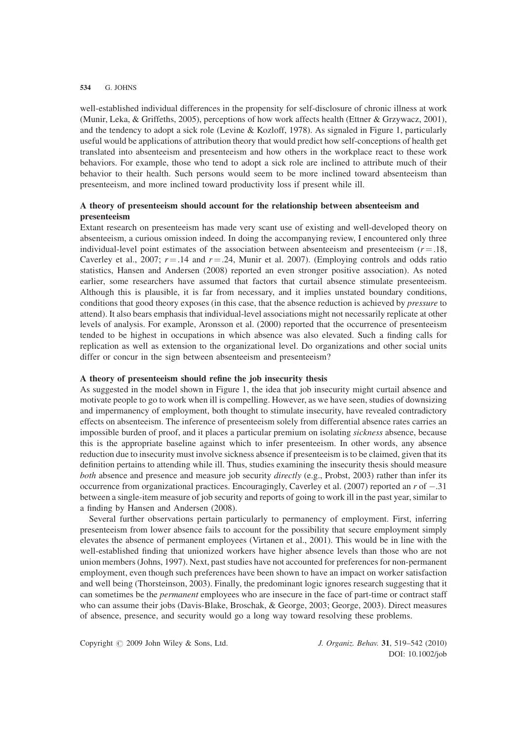well-established individual differences in the propensity for self-disclosure of chronic illness at work (Munir, Leka, & Griffeths, 2005), perceptions of how work affects health (Ettner & Grzywacz, 2001), and the tendency to adopt a sick role (Levine & Kozloff, 1978). As signaled in Figure 1, particularly useful would be applications of attribution theory that would predict how self-conceptions of health get translated into absenteeism and presenteeism and how others in the workplace react to these work behaviors. For example, those who tend to adopt a sick role are inclined to attribute much of their behavior to their health. Such persons would seem to be more inclined toward absenteeism than presenteeism, and more inclined toward productivity loss if present while ill.

### A theory of presenteeism should account for the relationship between absenteeism and presenteeism

Extant research on presenteeism has made very scant use of existing and well-developed theory on absenteeism, a curious omission indeed. In doing the accompanying review, I encountered only three individual-level point estimates of the association between absenteeism and presenteeism ($r = .18$, Caverley et al., 2007; $r = .14$ and $r = .24$, Munir et al. 2007). (Employing controls and odds ratio statistics, Hansen and Andersen (2008) reported an even stronger positive association). As noted earlier, some researchers have assumed that factors that curtail absence stimulate presenteeism. Although this is plausible, it is far from necessary, and it implies unstated boundary conditions, conditions that good theory exposes (in this case, that the absence reduction is achieved by *pressure* to attend). It also bears emphasis that individual-level associations might not necessarily replicate at other levels of analysis. For example, Aronsson et al. (2000) reported that the occurrence of presenteeism tended to be highest in occupations in which absence was also elevated. Such a finding calls for replication as well as extension to the organizational level. Do organizations and other social units differ or concur in the sign between absenteeism and presenteeism?

### A theory of presenteeism should refine the job insecurity thesis

As suggested in the model shown in Figure 1, the idea that job insecurity might curtail absence and motivate people to go to work when ill is compelling. However, as we have seen, studies of downsizing and impermanency of employment, both thought to stimulate insecurity, have revealed contradictory effects on absenteeism. The inference of presenteeism solely from differential absence rates carries an impossible burden of proof, and it places a particular premium on isolating *sickness* absence, because this is the appropriate baseline against which to infer presenteeism. In other words, any absence reduction due to insecurity must involve sickness absence if presenteeism is to be claimed, given that its definition pertains to attending while ill. Thus, studies examining the insecurity thesis should measure *both* absence and presence and measure job security *directly* (e.g., Probst, 2003) rather than infer its occurrence from organizational practices. Encouragingly, Caverley et al. (2007) reported an $r$ of $-.31$ between a single-item measure of job security and reports of going to work ill in the past year, similar to a finding by Hansen and Andersen (2008).

Several further observations pertain particularly to permanency of employment. First, inferring presenteeism from lower absence fails to account for the possibility that secure employment simply elevates the absence of permanent employees (Virtanen et al., 2001). This would be in line with the well-established finding that unionized workers have higher absence levels than those who are not union members (Johns, 1997). Next, past studies have not accounted for preferences for non-permanent employment, even though such preferences have been shown to have an impact on worker satisfaction and well being (Thorsteinson, 2003). Finally, the predominant logic ignores research suggesting that it can sometimes be the *permanent* employees who are insecure in the face of part-time or contract staff who can assume their jobs (Davis-Blake, Broschak, & George, 2003; George, 2003). Direct measures of absence, presence, and security would go a long way toward resolving these problems.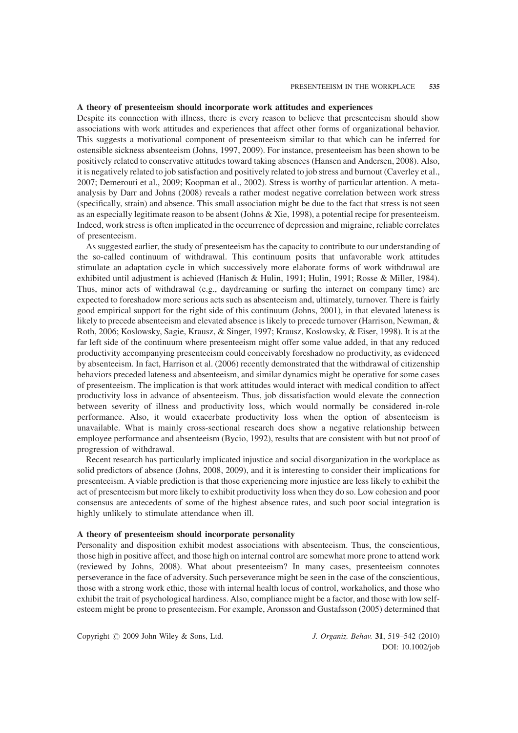### A theory of presenteeism should incorporate work attitudes and experiences

Despite its connection with illness, there is every reason to believe that presenteeism should show associations with work attitudes and experiences that affect other forms of organizational behavior. This suggests a motivational component of presenteeism similar to that which can be inferred for ostensible sickness absenteeism (Johns, 1997, 2009). For instance, presenteeism has been shown to be positively related to conservative attitudes toward taking absences (Hansen and Andersen, 2008). Also, it is negatively related to job satisfaction and positively related to job stress and burnout (Caverley et al., 2007; Demerouti et al., 2009; Koopman et al., 2002). Stress is worthy of particular attention. A meta-analysis by Darr and Johns (2008) reveals a rather modest negative correlation between work stress (specifically, strain) and absence. This small association might be due to the fact that stress is not seen as an especially legitimate reason to be absent (Johns & Xie, 1998), a potential recipe for presenteeism. Indeed, work stress is often implicated in the occurrence of depression and migraine, reliable correlates of presenteeism.

As suggested earlier, the study of presenteeism has the capacity to contribute to our understanding of the so-called continuum of withdrawal. This continuum posits that unfavorable work attitudes stimulate an adaptation cycle in which successively more elaborate forms of work withdrawal are exhibited until adjustment is achieved (Hanisch & Hulin, 1991; Hulin, 1991; Rosse & Miller, 1984). Thus, minor acts of withdrawal (e.g., daydreaming or surfing the internet on company time) are expected to foreshadow more serious acts such as absenteeism and, ultimately, turnover. There is fairly good empirical support for the right side of this continuum (Johns, 2001), in that elevated lateness is likely to precede absenteeism and elevated absence is likely to precede turnover (Harrison, Newman, & Roth, 2006; Koslowsky, Sagie, Krausz, & Singer, 1997; Krausz, Koslowsky, & Eiser, 1998). It is at the far left side of the continuum where presenteeism might offer some value added, in that any reduced productivity accompanying presenteeism could conceivably foreshadow no productivity, as evidenced by absenteeism. In fact, Harrison et al. (2006) recently demonstrated that the withdrawal of citizenship behaviors preceded lateness and absenteeism, and similar dynamics might be operative for some cases of presenteeism. The implication is that work attitudes would interact with medical condition to affect productivity loss in advance of absenteeism. Thus, job dissatisfaction would elevate the connection between severity of illness and productivity loss, which would normally be considered in-role performance. Also, it would exacerbate productivity loss when the option of absenteeism is unavailable. What is mainly cross-sectional research does show a negative relationship between employee performance and absenteeism (Bycio, 1992), results that are consistent with but not proof of progression of withdrawal.

Recent research has particularly implicated injustice and social disorganization in the workplace as solid predictors of absence (Johns, 2008, 2009), and it is interesting to consider their implications for presenteeism. A viable prediction is that those experiencing more injustice are less likely to exhibit the act of presenteeism but more likely to exhibit productivity loss when they do so. Low cohesion and poor consensus are antecedents of some of the highest absence rates, and such poor social integration is highly unlikely to stimulate attendance when ill.

### A theory of presenteeism should incorporate personality

Personality and disposition exhibit modest associations with absenteeism. Thus, the conscientious, those high in positive affect, and those high on internal control are somewhat more prone to attend work (reviewed by Johns, 2008). What about presenteeism? In many cases, presenteeism connotes perseverance in the face of adversity. Such perseverance might be seen in the case of the conscientious, those with a strong work ethic, those with internal health locus of control, workaholics, and those who exhibit the trait of psychological hardiness. Also, compliance might be a factor, and those with low self-esteem might be prone to presenteeism. For example, Aronsson and Gustafsson (2005) determined that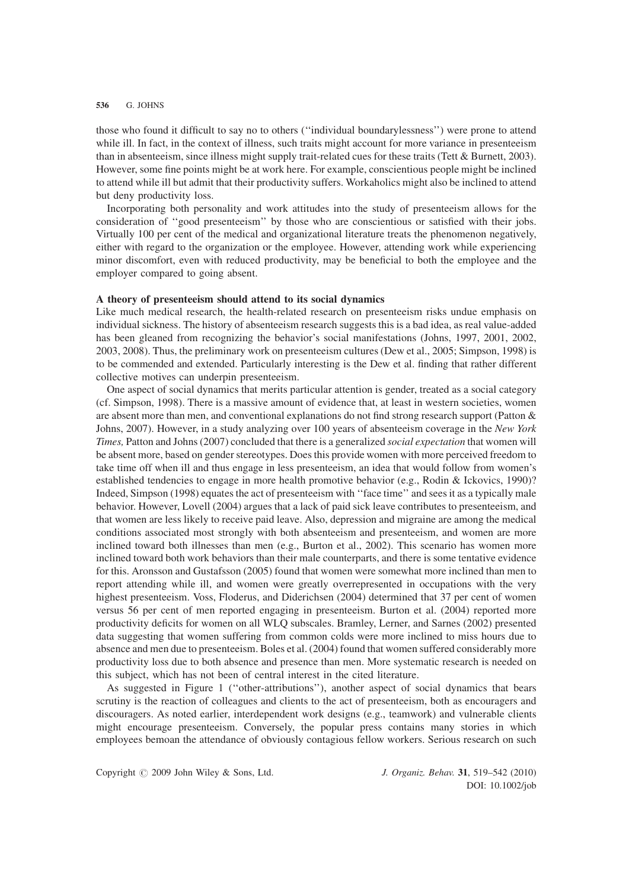those who found it difficult to say no to others (''individual boundarylessness'') were prone to attend while ill. In fact, in the context of illness, such traits might account for more variance in presenteeism than in absenteeism, since illness might supply trait-related cues for these traits (Tett & Burnett, 2003). However, some fine points might be at work here. For example, conscientious people might be inclined to attend while ill but admit that their productivity suffers. Workaholics might also be inclined to attend but deny productivity loss.

Incorporating both personality and work attitudes into the study of presenteeism allows for the consideration of ''good presenteeism'' by those who are conscientious or satisfied with their jobs. Virtually 100 per cent of the medical and organizational literature treats the phenomenon negatively, either with regard to the organization or the employee. However, attending work while experiencing minor discomfort, even with reduced productivity, may be beneficial to both the employee and the employer compared to going absent.

**A theory of presenteeism should attend to its social dynamics**

Like much medical research, the health-related research on presenteeism risks undue emphasis on individual sickness. The history of absenteeism research suggests this is a bad idea, as real value-added has been gleaned from recognizing the behavior's social manifestations (Johns, 1997, 2001, 2002, 2003, 2008). Thus, the preliminary work on presenteeism cultures (Dew et al., 2005; Simpson, 1998) is to be commended and extended. Particularly interesting is the Dew et al. finding that rather different collective motives can underpin presenteeism.

One aspect of social dynamics that merits particular attention is gender, treated as a social category (cf. Simpson, 1998). There is a massive amount of evidence that, at least in western societies, women are absent more than men, and conventional explanations do not find strong research support (Patton & Johns, 2007). However, in a study analyzing over 100 years of absenteeism coverage in the *New York Times,* Patton and Johns (2007) concluded that there is a generalized *social expectation* that women will be absent more, based on gender stereotypes. Does this provide women with more perceived freedom to take time off when ill and thus engage in less presenteeism, an idea that would follow from women's established tendencies to engage in more health promotive behavior (e.g., Rodin & Ickovics, 1990)? Indeed, Simpson (1998) equates the act of presenteeism with ''face time'' and sees it as a typically male behavior. However, Lovell (2004) argues that a lack of paid sick leave contributes to presenteeism, and that women are less likely to receive paid leave. Also, depression and migraine are among the medical conditions associated most strongly with both absenteeism and presenteeism, and women are more inclined toward both illnesses than men (e.g., Burton et al., 2002). This scenario has women more inclined toward both work behaviors than their male counterparts, and there is some tentative evidence for this. Aronsson and Gustafsson (2005) found that women were somewhat more inclined than men to report attending while ill, and women were greatly overrepresented in occupations with the very highest presenteeism. Voss, Floderus, and Diderichsen (2004) determined that 37 per cent of women versus 56 per cent of men reported engaging in presenteeism. Burton et al. (2004) reported more productivity deficits for women on all WLQ subscales. Bramley, Lerner, and Sarnes (2002) presented data suggesting that women suffering from common colds were more inclined to miss hours due to absence and men due to presenteeism. Boles et al. (2004) found that women suffered considerably more productivity loss due to both absence and presence than men. More systematic research is needed on this subject, which has not been of central interest in the cited literature.

As suggested in Figure 1 (''other-attributions''), another aspect of social dynamics that bears scrutiny is the reaction of colleagues and clients to the act of presenteeism, both as encouragers and discouragers. As noted earlier, interdependent work designs (e.g., teamwork) and vulnerable clients might encourage presenteeism. Conversely, the popular press contains many stories in which employees bemoan the attendance of obviously contagious fellow workers. Serious research on such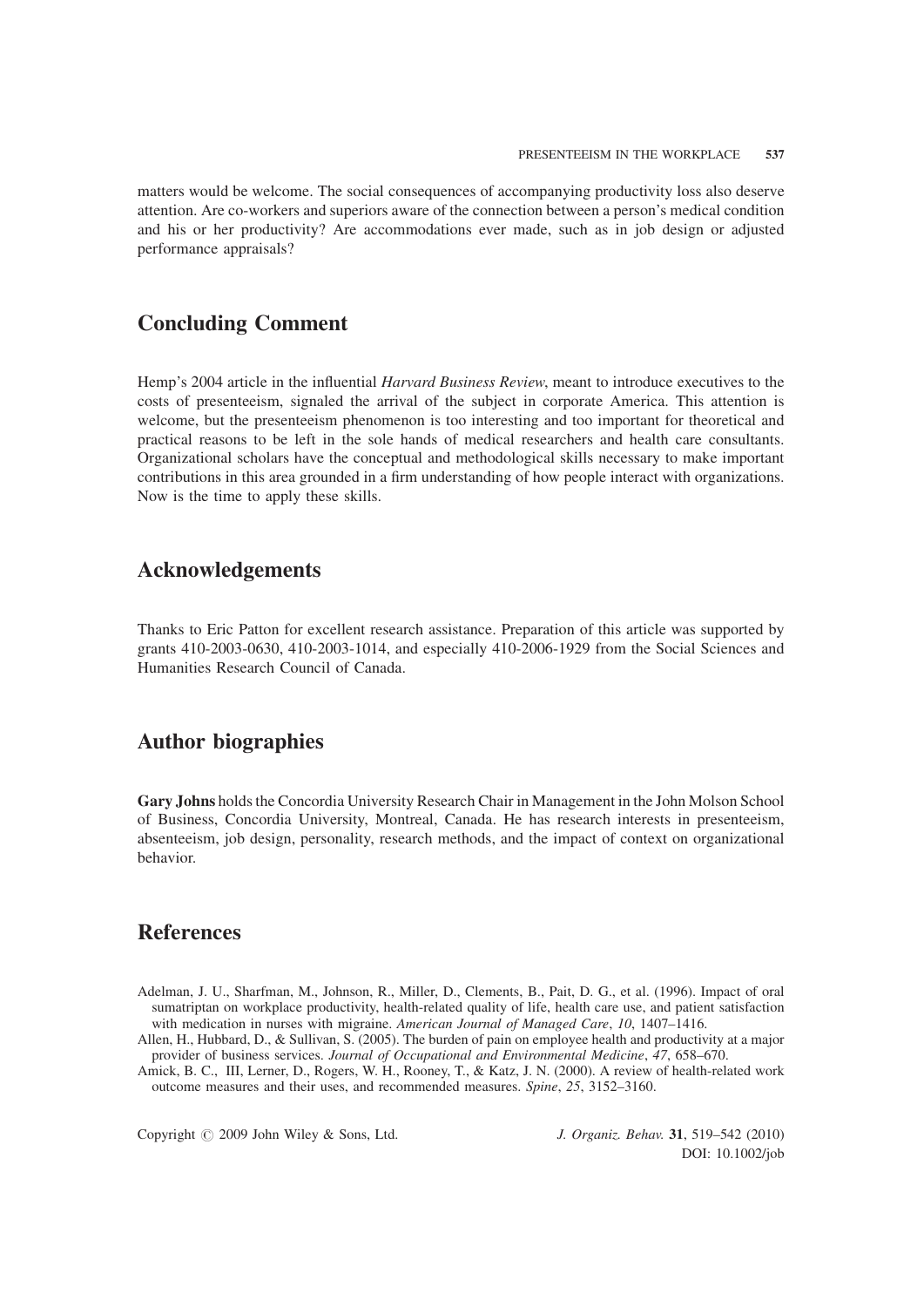matters would be welcome. The social consequences of accompanying productivity loss also deserve attention. Are co-workers and superiors aware of the connection between a person's medical condition and his or her productivity? Are accommodations ever made, such as in job design or adjusted performance appraisals?

## Concluding Comment

Hemp's 2004 article in the influential *Harvard Business Review*, meant to introduce executives to the costs of presenteeism, signaled the arrival of the subject in corporate America. This attention is welcome, but the presenteeism phenomenon is too interesting and too important for theoretical and practical reasons to be left in the sole hands of medical researchers and health care consultants. Organizational scholars have the conceptual and methodological skills necessary to make important contributions in this area grounded in a firm understanding of how people interact with organizations. Now is the time to apply these skills.

## Acknowledgements

Thanks to Eric Patton for excellent research assistance. Preparation of this article was supported by grants 410-2003-0630, 410-2003-1014, and especially 410-2006-1929 from the Social Sciences and Humanities Research Council of Canada.

## Author biographies

**Gary Johns** holds the Concordia University Research Chair in Management in the John Molson School of Business, Concordia University, Montreal, Canada. He has research interests in presenteeism, absenteeism, job design, personality, research methods, and the impact of context on organizational behavior.

## References

Adelman, J. U., Sharfman, M., Johnson, R., Miller, D., Clements, B., Pait, D. G., et al. (1996). Impact of oral sumatriptan on workplace productivity, health-related quality of life, health care use, and patient satisfaction with medication in nurses with migraine. *American Journal of Managed Care*, *10*, 1407–1416.

Allen, H., Hubbard, D., & Sullivan, S. (2005). The burden of pain on employee health and productivity at a major provider of business services. *Journal of Occupational and Environmental Medicine*, *47*, 658–670.

Amick, B. C., III, Lerner, D., Rogers, W. H., Rooney, T., & Katz, J. N. (2000). A review of health-related work outcome measures and their uses, and recommended measures. *Spine*, *25*, 3152–3160.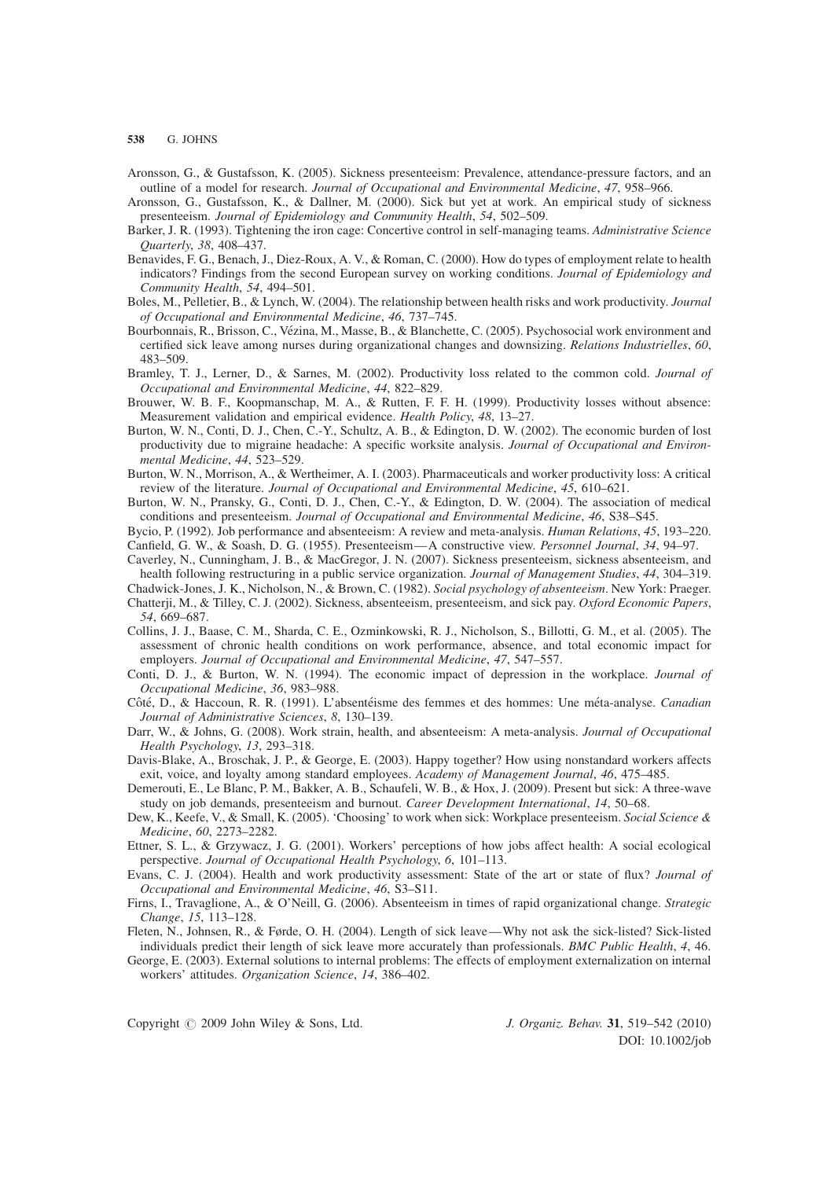Aronsson, G., & Gustafsson, K. (2005). Sickness presenteeism: Prevalence, attendance-pressure factors, and an outline of a model for research. *Journal of Occupational and Environmental Medicine*, *47*, 958–966.

Aronsson, G., Gustafsson, K., & Dallner, M. (2000). Sick but yet at work. An empirical study of sickness presenteeism. *Journal of Epidemiology and Community Health*, *54*, 502–509.

Barker, J. R. (1993). Tightening the iron cage: Concertive control in self-managing teams. *Administrative Science Quarterly*, *38*, 408–437.

Benavides, F. G., Benach, J., Diez-Roux, A. V., & Roman, C. (2000). How do types of employment relate to health indicators? Findings from the second European survey on working conditions. *Journal of Epidemiology and Community Health*, *54*, 494–501.

Boles, M., Pelletier, B., & Lynch, W. (2004). The relationship between health risks and work productivity. *Journal of Occupational and Environmental Medicine*, *46*, 737–745.

Bourbonnais, R., Brisson, C., Vézina, M., Masse, B., & Blanchette, C. (2005). Psychosocial work environment and certified sick leave among nurses during organizational changes and downsizing. *Relations Industrielles*, *60*, 483–509.

Bramley, T. J., Lerner, D., & Sarnes, M. (2002). Productivity loss related to the common cold. *Journal of Occupational and Environmental Medicine*, *44*, 822–829.

Brouwer, W. B. F., Koopmanschap, M. A., & Rutten, F. F. H. (1999). Productivity losses without absence: Measurement validation and empirical evidence. *Health Policy*, *48*, 13–27.

Burton, W. N., Conti, D. J., Chen, C.-Y., Schultz, A. B., & Edington, D. W. (2002). The economic burden of lost productivity due to migraine headache: A specific worksite analysis. *Journal of Occupational and Environmental Medicine*, *44*, 523–529.

Burton, W. N., Morrison, A., & Wertheimer, A. I. (2003). Pharmaceuticals and worker productivity loss: A critical review of the literature. *Journal of Occupational and Environmental Medicine*, *45*, 610–621.

Burton, W. N., Pransky, G., Conti, D. J., Chen, C.-Y., & Edington, D. W. (2004). The association of medical conditions and presenteeism. *Journal of Occupational and Environmental Medicine*, *46*, S38–S45.

Bycio, P. (1992). Job performance and absenteeism: A review and meta-analysis. *Human Relations*, *45*, 193–220.

Canfield, G. W., & Soash, D. G. (1955). Presenteeism—A constructive view. *Personnel Journal*, *34*, 94–97.

Caverley, N., Cunningham, J. B., & MacGregor, J. N. (2007). Sickness presenteeism, sickness absenteeism, and health following restructuring in a public service organization. *Journal of Management Studies*, *44*, 304–319.

Chadwick-Jones, J. K., Nicholson, N., & Brown, C. (1982). *Social psychology of absenteeism*. New York: Praeger.

Chatterji, M., & Tilley, C. J. (2002). Sickness, absenteeism, presenteeism, and sick pay. *Oxford Economic Papers*, *54*, 669–687.

Collins, J. J., Baase, C. M., Sharda, C. E., Ozminkowski, R. J., Nicholson, S., Billotti, G. M., et al. (2005). The assessment of chronic health conditions on work performance, absence, and total economic impact for employers. *Journal of Occupational and Environmental Medicine*, *47*, 547–557.

Conti, D. J., & Burton, W. N. (1994). The economic impact of depression in the workplace. *Journal of Occupational Medicine*, *36*, 983–988.

Côté, D., & Haccoun, R. R. (1991). L'absentéisme des femmes et des hommes: Une méta-analyse. *Canadian Journal of Administrative Sciences*, *8*, 130–139.

Darr, W., & Johns, G. (2008). Work strain, health, and absenteeism: A meta-analysis. *Journal of Occupational Health Psychology*, *13*, 293–318.

Davis-Blake, A., Broschak, J. P., & George, E. (2003). Happy together? How using nonstandard workers affects exit, voice, and loyalty among standard employees. *Academy of Management Journal*, *46*, 475–485.

Demerouti, E., Le Blanc, P. M., Bakker, A. B., Schaufeli, W. B., & Hox, J. (2009). Present but sick: A three-wave study on job demands, presenteeism and burnout. *Career Development International*, *14*, 50–68.

Dew, K., Keefe, V., & Small, K. (2005). 'Choosing' to work when sick: Workplace presenteeism. *Social Science & Medicine*, *60*, 2273–2282.

Ettner, S. L., & Grzywacz, J. G. (2001). Workers' perceptions of how jobs affect health: A social ecological perspective. *Journal of Occupational Health Psychology*, *6*, 101–113.

Evans, C. J. (2004). Health and work productivity assessment: State of the art or state of flux? *Journal of Occupational and Environmental Medicine*, *46*, S3–S11.

Firns, I., Travaglione, A., & O'Neill, G. (2006). Absenteeism in times of rapid organizational change. *Strategic Change*, *15*, 113–128.

Fleten, N., Johnsen, R., & Førde, O. H. (2004). Length of sick leave—Why not ask the sick-listed? Sick-listed individuals predict their length of sick leave more accurately than professionals. *BMC Public Health*, *4*, 46.

George, E. (2003). External solutions to internal problems: The effects of employment externalization on internal workers' attitudes. *Organization Science*, *14*, 386–402.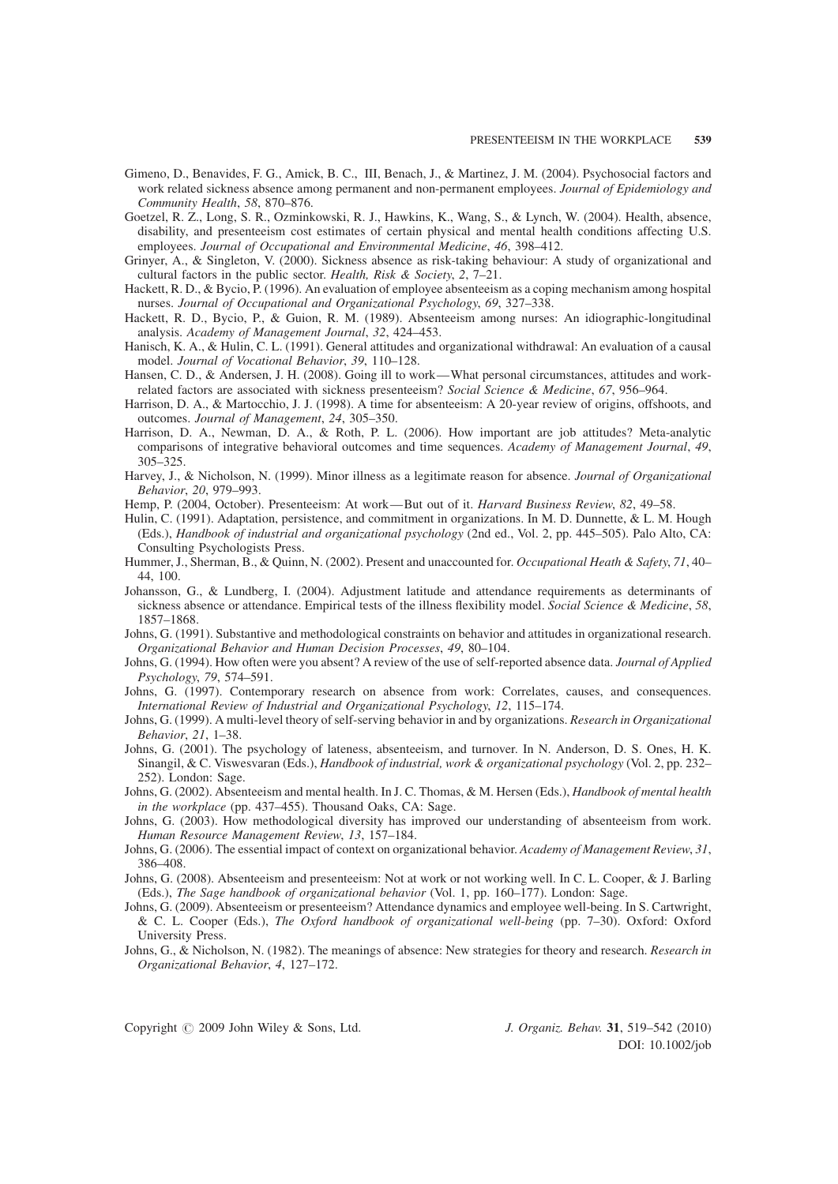Gimeno, D., Benavides, F. G., Amick, B. C., III, Benach, J., & Martinez, J. M. (2004). Psychosocial factors and work related sickness absence among permanent and non-permanent employees. *Journal of Epidemiology and Community Health*, *58*, 870–876.

Goetzel, R. Z., Long, S. R., Ozminkowski, R. J., Hawkins, K., Wang, S., & Lynch, W. (2004). Health, absence, disability, and presenteeism cost estimates of certain physical and mental health conditions affecting U.S. employees. *Journal of Occupational and Environmental Medicine*, *46*, 398–412.

Grinyer, A., & Singleton, V. (2000). Sickness absence as risk-taking behaviour: A study of organizational and cultural factors in the public sector. *Health, Risk & Society*, *2*, 7–21.

Hackett, R. D., & Bycio, P. (1996). An evaluation of employee absenteeism as a coping mechanism among hospital nurses. *Journal of Occupational and Organizational Psychology*, *69*, 327–338.

Hackett, R. D., Bycio, P., & Guion, R. M. (1989). Absenteeism among nurses: An idiographic-longitudinal analysis. *Academy of Management Journal*, *32*, 424–453.

Hanisch, K. A., & Hulin, C. L. (1991). General attitudes and organizational withdrawal: An evaluation of a causal model. *Journal of Vocational Behavior*, *39*, 110–128.

Hansen, C. D., & Andersen, J. H. (2008). Going ill to work—What personal circumstances, attitudes and work-related factors are associated with sickness presenteeism? *Social Science & Medicine*, *67*, 956–964.

Harrison, D. A., & Martocchio, J. J. (1998). A time for absenteeism: A 20-year review of origins, offshoots, and outcomes. *Journal of Management*, *24*, 305–350.

Harrison, D. A., Newman, D. A., & Roth, P. L. (2006). How important are job attitudes? Meta-analytic comparisons of integrative behavioral outcomes and time sequences. *Academy of Management Journal*, *49*, 305–325.

Harvey, J., & Nicholson, N. (1999). Minor illness as a legitimate reason for absence. *Journal of Organizational Behavior*, *20*, 979–993.

Hemp, P. (2004, October). Presenteeism: At work—But out of it. *Harvard Business Review*, *82*, 49–58.

Hulin, C. (1991). Adaptation, persistence, and commitment in organizations. In M. D. Dunnette, & L. M. Hough (Eds.), *Handbook of industrial and organizational psychology* (2nd ed., Vol. 2, pp. 445–505). Palo Alto, CA: Consulting Psychologists Press.

Hummer, J., Sherman, B., & Quinn, N. (2002). Present and unaccounted for. *Occupational Heath & Safety*, *71*, 40–44, 100.

Johansson, G., & Lundberg, I. (2004). Adjustment latitude and attendance requirements as determinants of sickness absence or attendance. Empirical tests of the illness flexibility model. *Social Science & Medicine*, *58*, 1857–1868.

Johns, G. (1991). Substantive and methodological constraints on behavior and attitudes in organizational research. *Organizational Behavior and Human Decision Processes*, *49*, 80–104.

Johns, G. (1994). How often were you absent? A review of the use of self-reported absence data. *Journal of Applied Psychology*, *79*, 574–591.

Johns, G. (1997). Contemporary research on absence from work: Correlates, causes, and consequences. *International Review of Industrial and Organizational Psychology*, *12*, 115–174.

Johns, G. (1999). A multi-level theory of self-serving behavior in and by organizations. *Research in Organizational Behavior*, *21*, 1–38.

Johns, G. (2001). The psychology of lateness, absenteeism, and turnover. In N. Anderson, D. S. Ones, H. K. Sinangil, & C. Viswesvaran (Eds.), *Handbook of industrial, work & organizational psychology* (Vol. 2, pp. 232–252). London: Sage.

Johns, G. (2002). Absenteeism and mental health. In J. C. Thomas, & M. Hersen (Eds.), *Handbook of mental health in the workplace* (pp. 437–455). Thousand Oaks, CA: Sage.

Johns, G. (2003). How methodological diversity has improved our understanding of absenteeism from work. *Human Resource Management Review*, *13*, 157–184.

Johns, G. (2006). The essential impact of context on organizational behavior. *Academy of Management Review*, *31*, 386–408.

Johns, G. (2008). Absenteeism and presenteeism: Not at work or not working well. In C. L. Cooper, & J. Barling (Eds.), *The Sage handbook of organizational behavior* (Vol. 1, pp. 160–177). London: Sage.

Johns, G. (2009). Absenteeism or presenteeism? Attendance dynamics and employee well-being. In S. Cartwright, & C. L. Cooper (Eds.), *The Oxford handbook of organizational well-being* (pp. 7–30). Oxford: Oxford University Press.

Johns, G., & Nicholson, N. (1982). The meanings of absence: New strategies for theory and research. *Research in Organizational Behavior*, *4*, 127–172.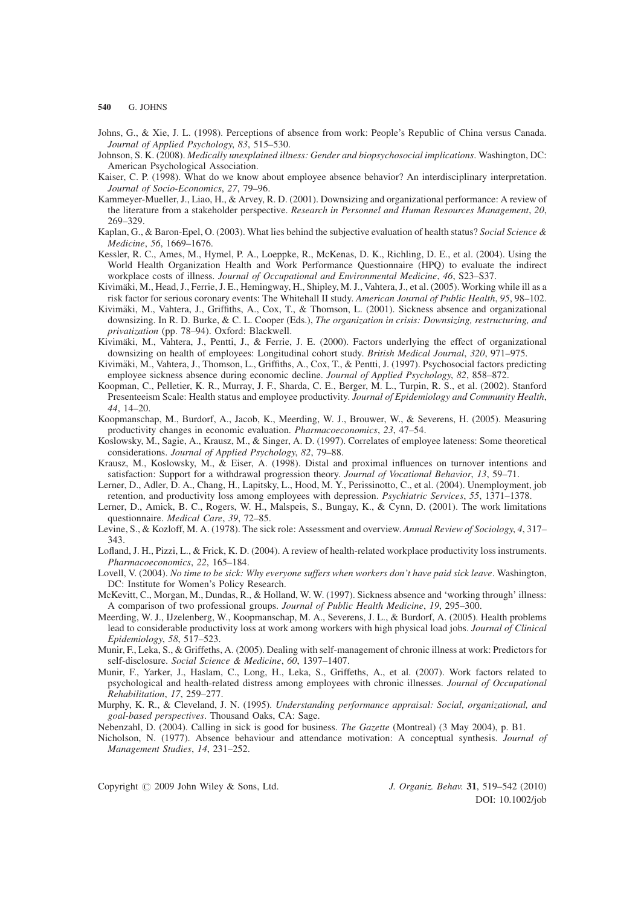Johns, G., & Xie, J. L. (1998). Perceptions of absence from work: People's Republic of China versus Canada. *Journal of Applied Psychology*, *83*, 515–530.

Johnson, S. K. (2008). *Medically unexplained illness: Gender and biopsychosocial implications*. Washington, DC: American Psychological Association.

Kaiser, C. P. (1998). What do we know about employee absence behavior? An interdisciplinary interpretation. *Journal of Socio-Economics*, *27*, 79–96.

Kammeyer-Mueller, J., Liao, H., & Arvey, R. D. (2001). Downsizing and organizational performance: A review of the literature from a stakeholder perspective. *Research in Personnel and Human Resources Management*, *20*, 269–329.

Kaplan, G., & Baron-Epel, O. (2003). What lies behind the subjective evaluation of health status? *Social Science & Medicine*, *56*, 1669–1676.

Kessler, R. C., Ames, M., Hymel, P. A., Loeppke, R., McKenas, D. K., Richling, D. E., et al. (2004). Using the World Health Organization Health and Work Performance Questionnaire (HPQ) to evaluate the indirect workplace costs of illness. *Journal of Occupational and Environmental Medicine*, *46*, S23–S37.

Kivimäki, M., Head, J., Ferrie, J. E., Hemingway, H., Shipley, M. J., Vahtera, J., et al. (2005). Working while ill as a risk factor for serious coronary events: The Whitehall II study. *American Journal of Public Health*, *95*, 98–102.

Kivimäki, M., Vahtera, J., Griffiths, A., Cox, T., & Thomson, L. (2001). Sickness absence and organizational downsizing. In R. D. Burke, & C. L. Cooper (Eds.), *The organization in crisis: Downsizing, restructuring, and privatization* (pp. 78–94). Oxford: Blackwell.

Kivimäki, M., Vahtera, J., Pentti, J., & Ferrie, J. E. (2000). Factors underlying the effect of organizational downsizing on health of employees: Longitudinal cohort study. *British Medical Journal*, *320*, 971–975.

Kivimäki, M., Vahtera, J., Thomson, L., Griffiths, A., Cox, T., & Pentti, J. (1997). Psychosocial factors predicting employee sickness absence during economic decline. *Journal of Applied Psychology*, *82*, 858–872.

Koopman, C., Pelletier, K. R., Murray, J. F., Sharda, C. E., Berger, M. L., Turpin, R. S., et al. (2002). Stanford Presenteeism Scale: Health status and employee productivity. *Journal of Epidemiology and Community Health*, *44*, 14–20.

Koopmanschap, M., Burdorf, A., Jacob, K., Meerding, W. J., Brouwer, W., & Severens, H. (2005). Measuring productivity changes in economic evaluation. *Pharmacoeconomics*, *23*, 47–54.

Koslowsky, M., Sagie, A., Krausz, M., & Singer, A. D. (1997). Correlates of employee lateness: Some theoretical considerations. *Journal of Applied Psychology*, *82*, 79–88.

Krausz, M., Koslowsky, M., & Eiser, A. (1998). Distal and proximal influences on turnover intentions and satisfaction: Support for a withdrawal progression theory. *Journal of Vocational Behavior*, *13*, 59–71.

Lerner, D., Adler, D. A., Chang, H., Lapitsky, L., Hood, M. Y., Perissinotto, C., et al. (2004). Unemployment, job retention, and productivity loss among employees with depression. *Psychiatric Services*, *55*, 1371–1378.

Lerner, D., Amick, B. C., Rogers, W. H., Malspeis, S., Bungay, K., & Cynn, D. (2001). The work limitations questionnaire. *Medical Care*, *39*, 72–85.

Levine, S., & Kozloff, M. A. (1978). The sick role: Assessment and overview. *Annual Review of Sociology*, *4*, 317–343.

Lofland, J. H., Pizzi, L., & Frick, K. D. (2004). A review of health-related workplace productivity loss instruments. *Pharmacoeconomics*, *22*, 165–184.

Lovell, V. (2004). *No time to be sick: Why everyone suffers when workers don't have paid sick leave*. Washington, DC: Institute for Women's Policy Research.

McKevitt, C., Morgan, M., Dundas, R., & Holland, W. W. (1997). Sickness absence and 'working through' illness: A comparison of two professional groups. *Journal of Public Health Medicine*, *19*, 295–300.

Meerding, W. J., IJzelenberg, W., Koopmanschap, M. A., Severens, J. L., & Burdorf, A. (2005). Health problems lead to considerable productivity loss at work among workers with high physical load jobs. *Journal of Clinical Epidemiology*, *58*, 517–523.

Munir, F., Leka, S., & Griffeths, A. (2005). Dealing with self-management of chronic illness at work: Predictors for self-disclosure. *Social Science & Medicine*, *60*, 1397–1407.

Munir, F., Yarker, J., Haslam, C., Long, H., Leka, S., Griffeths, A., et al. (2007). Work factors related to psychological and health-related distress among employees with chronic illnesses. *Journal of Occupational Rehabilitation*, *17*, 259–277.

Murphy, K. R., & Cleveland, J. N. (1995). *Understanding performance appraisal: Social, organizational, and goal-based perspectives*. Thousand Oaks, CA: Sage.

Nebenzahl, D. (2004). Calling in sick is good for business. *The Gazette* (Montreal) (3 May 2004), p. B1.

Nicholson, N. (1977). Absence behaviour and attendance motivation: A conceptual synthesis. *Journal of Management Studies*, *14*, 231–252.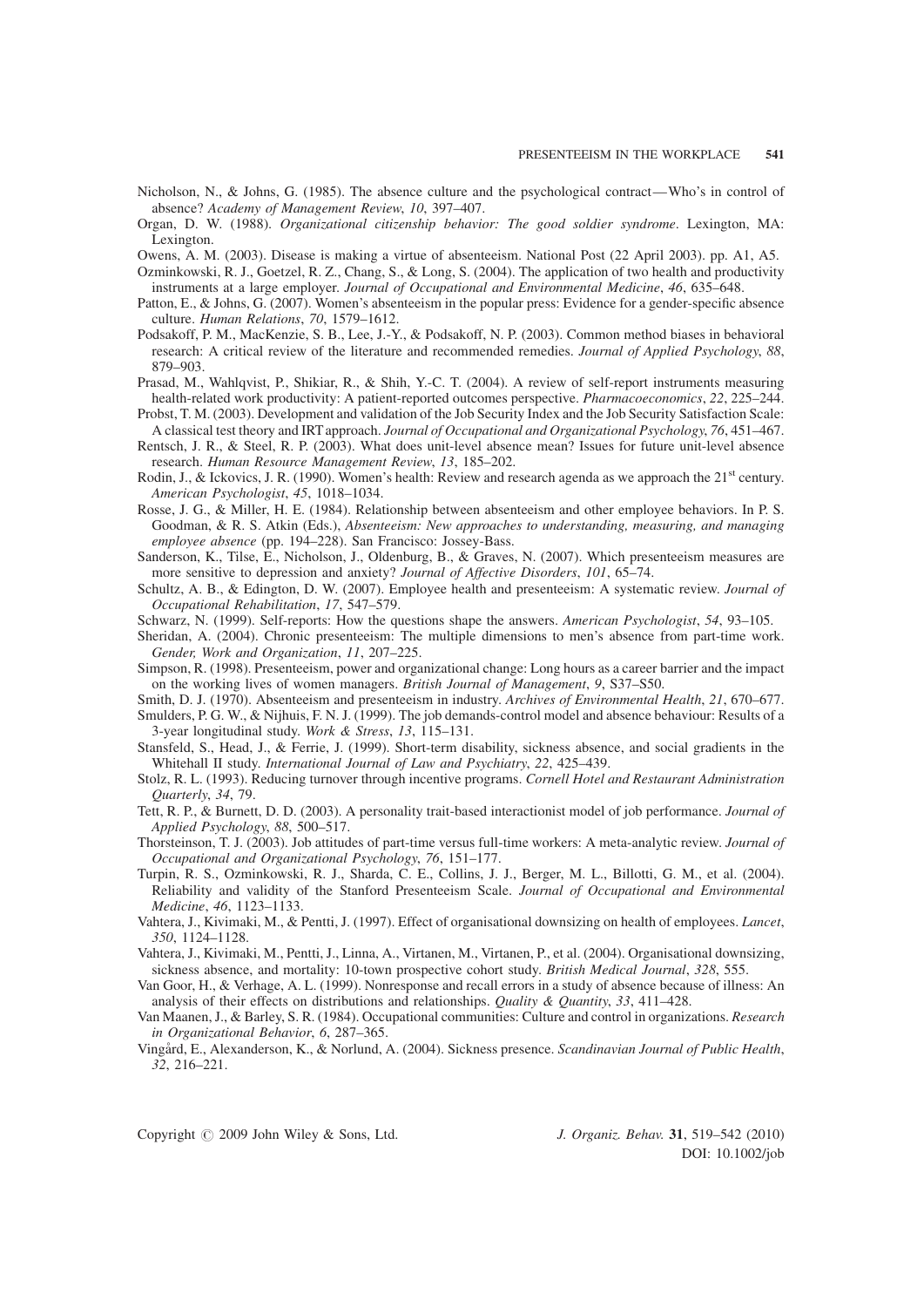Nicholson, N., & Johns, G. (1985). The absence culture and the psychological contract—Who's in control of absence? *Academy of Management Review*, *10*, 397–407.

Organ, D. W. (1988). *Organizational citizenship behavior: The good soldier syndrome*. Lexington, MA: Lexington.

Owens, A. M. (2003). Disease is making a virtue of absenteeism. National Post (22 April 2003). pp. A1, A5.

Ozminkowski, R. J., Goetzel, R. Z., Chang, S., & Long, S. (2004). The application of two health and productivity instruments at a large employer. *Journal of Occupational and Environmental Medicine*, *46*, 635–648.

Patton, E., & Johns, G. (2007). Women's absenteeism in the popular press: Evidence for a gender-specific absence culture. *Human Relations*, *70*, 1579–1612.

Podsakoff, P. M., MacKenzie, S. B., Lee, J.-Y., & Podsakoff, N. P. (2003). Common method biases in behavioral research: A critical review of the literature and recommended remedies. *Journal of Applied Psychology*, *88*, 879–903.

Prasad, M., Wahlqvist, P., Shikiar, R., & Shih, Y.-C. T. (2004). A review of self-report instruments measuring health-related work productivity: A patient-reported outcomes perspective. *Pharmacoeconomics*, *22*, 225–244.

Probst, T. M. (2003). Development and validation of the Job Security Index and the Job Security Satisfaction Scale: A classical test theory and IRT approach. *Journal of Occupational and Organizational Psychology*, *76*, 451–467.

Rentsch, J. R., & Steel, R. P. (2003). What does unit-level absence mean? Issues for future unit-level absence research. *Human Resource Management Review*, *13*, 185–202.

Rodin, J., & Ickovics, J. R. (1990). Women's health: Review and research agenda as we approach the 21st century. *American Psychologist*, *45*, 1018–1034.

Rosse, J. G., & Miller, H. E. (1984). Relationship between absenteeism and other employee behaviors. In P. S. Goodman, & R. S. Atkin (Eds.), *Absenteeism: New approaches to understanding, measuring, and managing employee absence* (pp. 194–228). San Francisco: Jossey-Bass.

Sanderson, K., Tilse, E., Nicholson, J., Oldenburg, B., & Graves, N. (2007). Which presenteeism measures are more sensitive to depression and anxiety? *Journal of Affective Disorders*, *101*, 65–74.

Schultz, A. B., & Edington, D. W. (2007). Employee health and presenteeism: A systematic review. *Journal of Occupational Rehabilitation*, *17*, 547–579.

Schwarz, N. (1999). Self-reports: How the questions shape the answers. *American Psychologist*, *54*, 93–105.

Sheridan, A. (2004). Chronic presenteeism: The multiple dimensions to men's absence from part-time work. *Gender, Work and Organization*, *11*, 207–225.

Simpson, R. (1998). Presenteeism, power and organizational change: Long hours as a career barrier and the impact on the working lives of women managers. *British Journal of Management*, *9*, S37–S50.

Smith, D. J. (1970). Absenteeism and presenteeism in industry. *Archives of Environmental Health*, *21*, 670–677.

Smulders, P. G. W., & Nijhuis, F. N. J. (1999). The job demands-control model and absence behaviour: Results of a 3-year longitudinal study. *Work & Stress*, *13*, 115–131.

Stansfeld, S., Head, J., & Ferrie, J. (1999). Short-term disability, sickness absence, and social gradients in the Whitehall II study. *International Journal of Law and Psychiatry*, *22*, 425–439.

Stolz, R. L. (1993). Reducing turnover through incentive programs. *Cornell Hotel and Restaurant Administration Quarterly*, *34*, 79.

Tett, R. P., & Burnett, D. D. (2003). A personality trait-based interactionist model of job performance. *Journal of Applied Psychology*, *88*, 500–517.

Thorsteinson, T. J. (2003). Job attitudes of part-time versus full-time workers: A meta-analytic review. *Journal of Occupational and Organizational Psychology*, *76*, 151–177.

Turpin, R. S., Ozminkowski, R. J., Sharda, C. E., Collins, J. J., Berger, M. L., Billotti, G. M., et al. (2004). Reliability and validity of the Stanford Presenteeism Scale. *Journal of Occupational and Environmental Medicine*, *46*, 1123–1133.

Vahtera, J., Kivimaki, M., & Pentti, J. (1997). Effect of organisational downsizing on health of employees. *Lancet*, *350*, 1124–1128.

Vahtera, J., Kivimaki, M., Pentti, J., Linna, A., Virtanen, M., Virtanen, P., et al. (2004). Organisational downsizing, sickness absence, and mortality: 10-town prospective cohort study. *British Medical Journal*, *328*, 555.

Van Goor, H., & Verhage, A. L. (1999). Nonresponse and recall errors in a study of absence because of illness: An analysis of their effects on distributions and relationships. *Quality & Quantity*, *33*, 411–428.

Van Maanen, J., & Barley, S. R. (1984). Occupational communities: Culture and control in organizations. *Research in Organizational Behavior*, *6*, 287–365.

Vingård, E., Alexanderson, K., & Norlund, A. (2004). Sickness presence. *Scandinavian Journal of Public Health*, *32*, 216–221.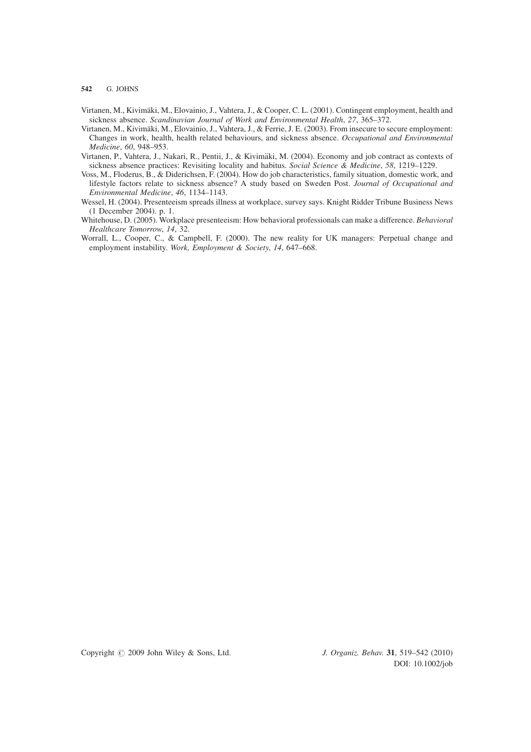Virtanen, M., Kivimäki, M., Elovainio, J., Vahtera, J., & Cooper, C. L. (2001). Contingent employment, health and sickness absence. *Scandinavian Journal of Work and Environmental Health*, *27*, 365–372.

Virtanen, M., Kivimäki, M., Elovainio, J., Vahtera, J., & Ferrie, J. E. (2003). From insecure to secure employment: Changes in work, health, health related behaviours, and sickness absence. *Occupational and Environmental Medicine*, *60*, 948–953.

Virtanen, P., Vahtera, J., Nakari, R., Pentii, J., & Kivimäki, M. (2004). Economy and job contract as contexts of sickness absence practices: Revisiting locality and habitus. *Social Science & Medicine*, *58*, 1219–1229.

Voss, M., Floderus, B., & Diderichsen, F. (2004). How do job characteristics, family situation, domestic work, and lifestyle factors relate to sickness absence? A study based on Sweden Post. *Journal of Occupational and Environmental Medicine*, *46*, 1134–1143.

Wessel, H. (2004). Presenteeism spreads illness at workplace, survey says. Knight Ridder Tribune Business News (1 December 2004). p. 1.

Whitehouse, D. (2005). Workplace presenteeism: How behavioral professionals can make a difference. *Behavioral Healthcare Tomorrow*, *14*, 32.

Worrall, L., Cooper, C., & Campbell, F. (2000). The new reality for UK managers: Perpetual change and employment instability. *Work, Employment & Society*, *14*, 647–668.